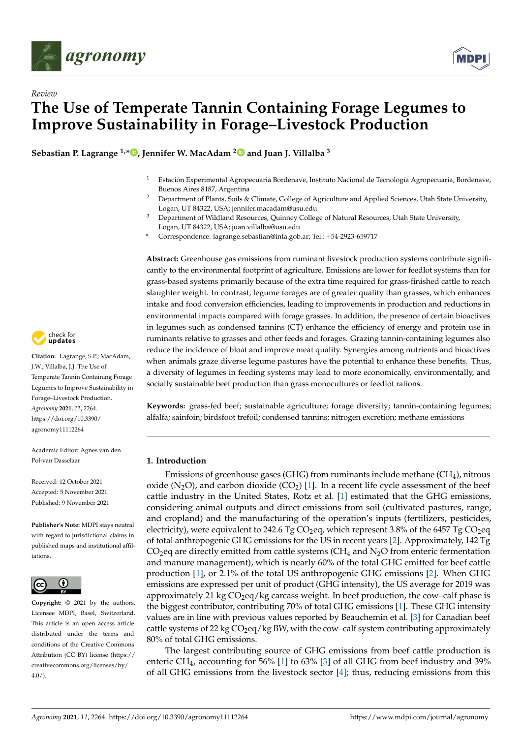*Review*

# The Use of Temperate Tannin Containing Forage Legumes to Improve Sustainability in Forage–Livestock Production

**Sebastian P. Lagrange [1,*], Jennifer W. MacAdam [2] and Juan J. Villalba [3]**

[1] Estación Experimental Agropecuaria Bordenave, Instituto Nacional de Tecnología Agropecuaria, Bordenave, Buenos Aires 8187, Argentina

[2] Department of Plants, Soils & Climate, College of Agriculture and Applied Sciences, Utah State University, Logan, UT 84322, USA; jennifer.macadam@usu.edu

[3] Department of Wildland Resources, Quinney College of Natural Resources, Utah State University, Logan, UT 84322, USA; juan.villalba@usu.edu

\* Correspondence: lagrange.sebastian@inta.gob.ar; Tel.: +54-2923-659717

**Citation:** Lagrange, S.P.; MacAdam, J.W.; Villalba, J.J. The Use of Temperate Tannin Containing Forage Legumes to Improve Sustainability in Forage–Livestock Production. *Agronomy* **2021**, *11*, 2264. https://doi.org/10.3390/agronomy11112264

Academic Editor: Agnes van den Pol-van Dasselaar

Received: 12 October 2021
Accepted: 5 November 2021
Published: 9 November 2021

**Publisher's Note:** MDPI stays neutral with regard to jurisdictional claims in published maps and institutional affiliations.

**Copyright:** © 2021 by the authors. Licensee MDPI, Basel, Switzerland. This article is an open access article distributed under the terms and conditions of the Creative Commons Attribution (CC BY) license (https://creativecommons.org/licenses/by/4.0/).

**Abstract:** Greenhouse gas emissions from ruminant livestock production systems contribute significantly to the environmental footprint of agriculture. Emissions are lower for feedlot systems than for grass-based systems primarily because of the extra time required for grass-finished cattle to reach slaughter weight. In contrast, legume forages are of greater quality than grasses, which enhances intake and food conversion efficiencies, leading to improvements in production and reductions in environmental impacts compared with forage grasses. In addition, the presence of certain bioactives in legumes such as condensed tannins (CT) enhance the efficiency of energy and protein use in ruminants relative to grasses and other feeds and forages. Grazing tannin-containing legumes also reduce the incidence of bloat and improve meat quality. Synergies among nutrients and bioactives when animals graze diverse legume pastures have the potential to enhance these benefits. Thus, a diversity of legumes in feeding systems may lead to more economically, environmentally, and socially sustainable beef production than grass monocultures or feedlot rations.

**Keywords:** grass-fed beef; sustainable agriculture; forage diversity; tannin-containing legumes; alfalfa; sainfoin; birdsfoot trefoil; condensed tannins; nitrogen excretion; methane emissions

## 1. Introduction

Emissions of greenhouse gases (GHG) from ruminants include methane ($CH_4$), nitrous oxide ($N_2O$), and carbon dioxide ($CO_2$) [1]. In a recent life cycle assessment of the beef cattle industry in the United States, Rotz et al. [1] estimated that the GHG emissions, considering animal outputs and direct emissions from soil (cultivated pastures, range, and cropland) and the manufacturing of the operation's inputs (fertilizers, pesticides, electricity), were equivalent to 242.6 Tg $CO_2$eq, which represent 3.8% of the 6457 Tg $CO_2$eq of total anthropogenic GHG emissions for the US in recent years [2]. Approximately, 142 Tg $CO_2$eq are directly emitted from cattle systems ($CH_4$ and $N_2O$ from enteric fermentation and manure management), which is nearly 60% of the total GHG emitted for beef cattle production [1], or 2.1% of the total US anthropogenic GHG emissions [2]. When GHG emissions are expressed per unit of product (GHG intensity), the US average for 2019 was approximately 21 kg $CO_2$eq/kg carcass weight. In beef production, the cow–calf phase is the biggest contributor, contributing 70% of total GHG emissions [1]. These GHG intensity values are in line with previous values reported by Beauchemin et al. [3] for Canadian beef cattle systems of 22 kg $CO_2$eq/kg BW, with the cow–calf system contributing approximately 80% of total GHG emissions.

The largest contributing source of GHG emissions from beef cattle production is enteric $CH_4$, accounting for 56% [1] to 63% [3] of all GHG from beef industry and 39% of all GHG emissions from the livestock sector [4]; thus, reducing emissions from this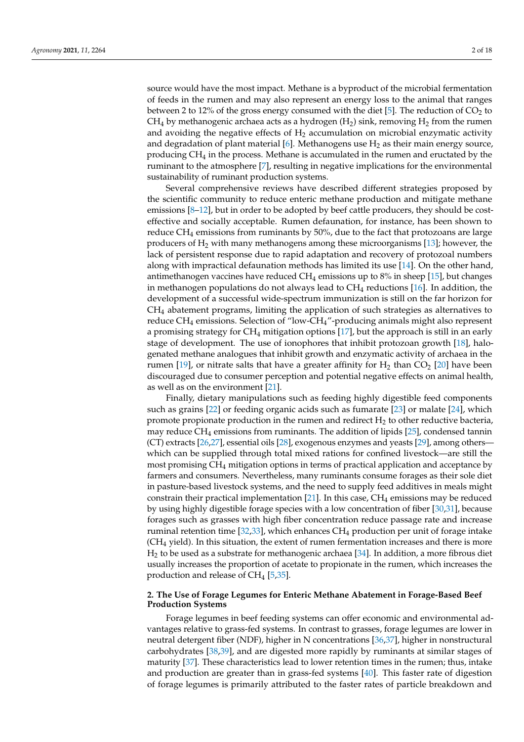source would have the most impact. Methane is a byproduct of the microbial fermentation of feeds in the rumen and may also represent an energy loss to the animal that ranges between 2 to 12% of the gross energy consumed with the diet [5]. The reduction of $CO_2$ to $CH_4$ by methanogenic archaea acts as a hydrogen ($H_2$) sink, removing $H_2$ from the rumen and avoiding the negative effects of $H_2$ accumulation on microbial enzymatic activity and degradation of plant material [6]. Methanogens use $H_2$ as their main energy source, producing $CH_4$ in the process. Methane is accumulated in the rumen and eructated by the ruminant to the atmosphere [7], resulting in negative implications for the environmental sustainability of ruminant production systems.

Several comprehensive reviews have described different strategies proposed by the scientific community to reduce enteric methane production and mitigate methane emissions [8–12], but in order to be adopted by beef cattle producers, they should be cost-effective and socially acceptable. Rumen defaunation, for instance, has been shown to reduce $CH_4$ emissions from ruminants by 50%, due to the fact that protozoans are large producers of $H_2$ with many methanogens among these microorganisms [13]; however, the lack of persistent response due to rapid adaptation and recovery of protozoal numbers along with impractical defaunation methods has limited its use [14]. On the other hand, antimethanogen vaccines have reduced $CH_4$ emissions up to 8% in sheep [15], but changes in methanogen populations do not always lead to $CH_4$ reductions [16]. In addition, the development of a successful wide-spectrum immunization is still on the far horizon for $CH_4$ abatement programs, limiting the application of such strategies as alternatives to reduce $CH_4$ emissions. Selection of "low-$CH_4$"-producing animals might also represent a promising strategy for $CH_4$ mitigation options [17], but the approach is still in an early stage of development. The use of ionophores that inhibit protozoan growth [18], halogenated methane analogues that inhibit growth and enzymatic activity of archaea in the rumen [19], or nitrate salts that have a greater affinity for $H_2$ than $CO_2$ [20] have been discouraged due to consumer perception and potential negative effects on animal health, as well as on the environment [21].

Finally, dietary manipulations such as feeding highly digestible feed components such as grains [22] or feeding organic acids such as fumarate [23] or malate [24], which promote propionate production in the rumen and redirect $H_2$ to other reductive bacteria, may reduce $CH_4$ emissions from ruminants. The addition of lipids [25], condensed tannin (CT) extracts [26,27], essential oils [28], exogenous enzymes and yeasts [29], among others—which can be supplied through total mixed rations for confined livestock—are still the most promising $CH_4$ mitigation options in terms of practical application and acceptance by farmers and consumers. Nevertheless, many ruminants consume forages as their sole diet in pasture-based livestock systems, and the need to supply feed additives in meals might constrain their practical implementation [21]. In this case, $CH_4$ emissions may be reduced by using highly digestible forage species with a low concentration of fiber [30,31], because forages such as grasses with high fiber concentration reduce passage rate and increase ruminal retention time [32,33], which enhances $CH_4$ production per unit of forage intake ($CH_4$ yield). In this situation, the extent of rumen fermentation increases and there is more $H_2$ to be used as a substrate for methanogenic archaea [34]. In addition, a more fibrous diet usually increases the proportion of acetate to propionate in the rumen, which increases the production and release of $CH_4$ [5,35].

## 2. The Use of Forage Legumes for Enteric Methane Abatement in Forage-Based Beef Production Systems

Forage legumes in beef feeding systems can offer economic and environmental advantages relative to grass-fed systems. In contrast to grasses, forage legumes are lower in neutral detergent fiber (NDF), higher in N concentrations [36,37], higher in nonstructural carbohydrates [38,39], and are digested more rapidly by ruminants at similar stages of maturity [37]. These characteristics lead to lower retention times in the rumen; thus, intake and production are greater than in grass-fed systems [40]. This faster rate of digestion of forage legumes is primarily attributed to the faster rates of particle breakdown and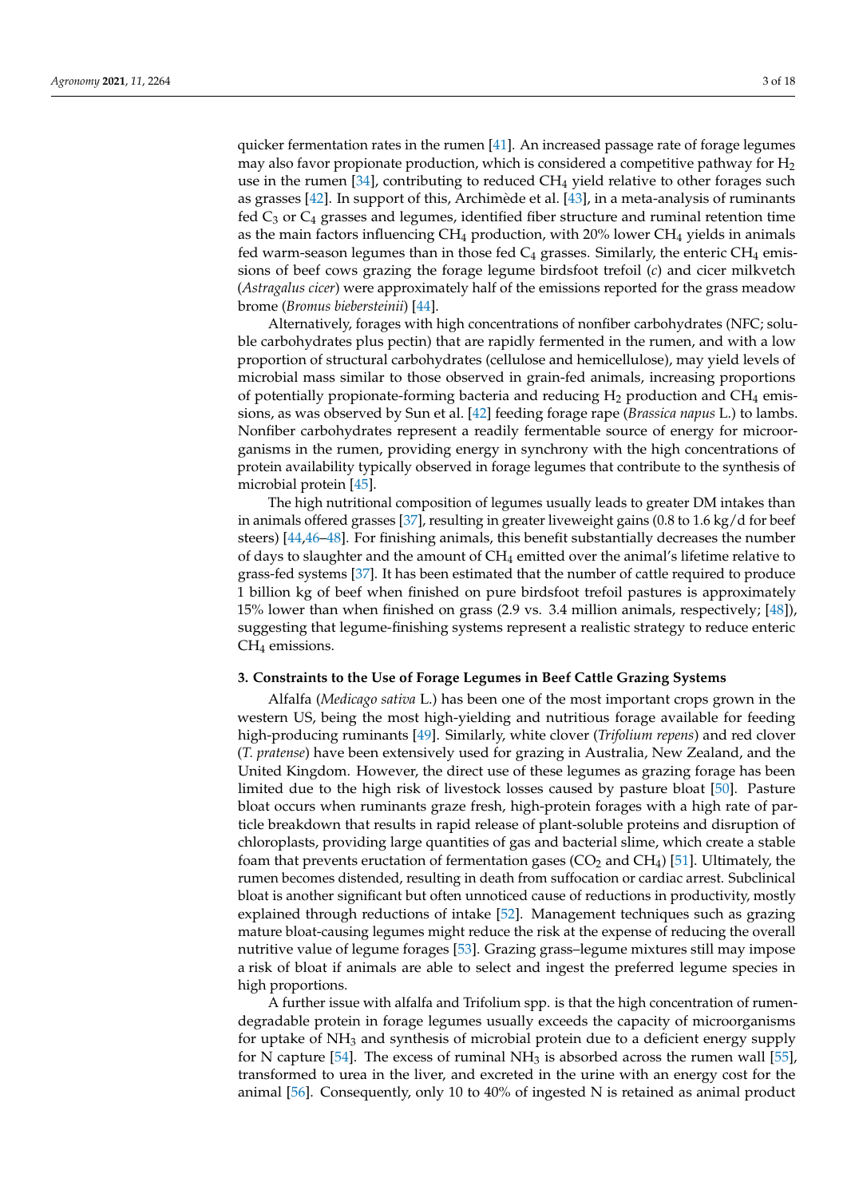quicker fermentation rates in the rumen [41]. An increased passage rate of forage legumes may also favor propionate production, which is considered a competitive pathway for $H_2$ use in the rumen [34], contributing to reduced $CH_4$ yield relative to other forages such as grasses [42]. In support of this, Archimède et al. [43], in a meta-analysis of ruminants fed $C_3$ or $C_4$ grasses and legumes, identified fiber structure and ruminal retention time as the main factors influencing $CH_4$ production, with 20% lower $CH_4$ yields in animals fed warm-season legumes than in those fed $C_4$ grasses. Similarly, the enteric $CH_4$ emissions of beef cows grazing the forage legume birdsfoot trefoil (*c*) and cicer milkvetch (*Astragalus cicer*) were approximately half of the emissions reported for the grass meadow brome (*Bromus biebersteinii*) [44].

Alternatively, forages with high concentrations of nonfiber carbohydrates (NFC; soluble carbohydrates plus pectin) that are rapidly fermented in the rumen, and with a low proportion of structural carbohydrates (cellulose and hemicellulose), may yield levels of microbial mass similar to those observed in grain-fed animals, increasing proportions of potentially propionate-forming bacteria and reducing $H_2$ production and $CH_4$ emissions, as was observed by Sun et al. [42] feeding forage rape (*Brassica napus* L.) to lambs. Nonfiber carbohydrates represent a readily fermentable source of energy for microorganisms in the rumen, providing energy in synchrony with the high concentrations of protein availability typically observed in forage legumes that contribute to the synthesis of microbial protein [45].

The high nutritional composition of legumes usually leads to greater DM intakes than in animals offered grasses [37], resulting in greater liveweight gains (0.8 to 1.6 kg/d for beef steers) [44,46–48]. For finishing animals, this benefit substantially decreases the number of days to slaughter and the amount of $CH_4$ emitted over the animal's lifetime relative to grass-fed systems [37]. It has been estimated that the number of cattle required to produce 1 billion kg of beef when finished on pure birdsfoot trefoil pastures is approximately 15% lower than when finished on grass (2.9 vs. 3.4 million animals, respectively; [48]), suggesting that legume-finishing systems represent a realistic strategy to reduce enteric $CH_4$ emissions.

## 3. Constraints to the Use of Forage Legumes in Beef Cattle Grazing Systems

Alfalfa (*Medicago sativa* L.) has been one of the most important crops grown in the western US, being the most high-yielding and nutritious forage available for feeding high-producing ruminants [49]. Similarly, white clover (*Trifolium repens*) and red clover (*T. pratense*) have been extensively used for grazing in Australia, New Zealand, and the United Kingdom. However, the direct use of these legumes as grazing forage has been limited due to the high risk of livestock losses caused by pasture bloat [50]. Pasture bloat occurs when ruminants graze fresh, high-protein forages with a high rate of particle breakdown that results in rapid release of plant-soluble proteins and disruption of chloroplasts, providing large quantities of gas and bacterial slime, which create a stable foam that prevents eructation of fermentation gases ($CO_2$ and $CH_4$) [51]. Ultimately, the rumen becomes distended, resulting in death from suffocation or cardiac arrest. Subclinical bloat is another significant but often unnoticed cause of reductions in productivity, mostly explained through reductions of intake [52]. Management techniques such as grazing mature bloat-causing legumes might reduce the risk at the expense of reducing the overall nutritive value of legume forages [53]. Grazing grass–legume mixtures still may impose a risk of bloat if animals are able to select and ingest the preferred legume species in high proportions.

A further issue with alfalfa and Trifolium spp. is that the high concentration of rumen-degradable protein in forage legumes usually exceeds the capacity of microorganisms for uptake of $NH_3$ and synthesis of microbial protein due to a deficient energy supply for N capture [54]. The excess of ruminal $NH_3$ is absorbed across the rumen wall [55], transformed to urea in the liver, and excreted in the urine with an energy cost for the animal [56]. Consequently, only 10 to 40% of ingested N is retained as animal product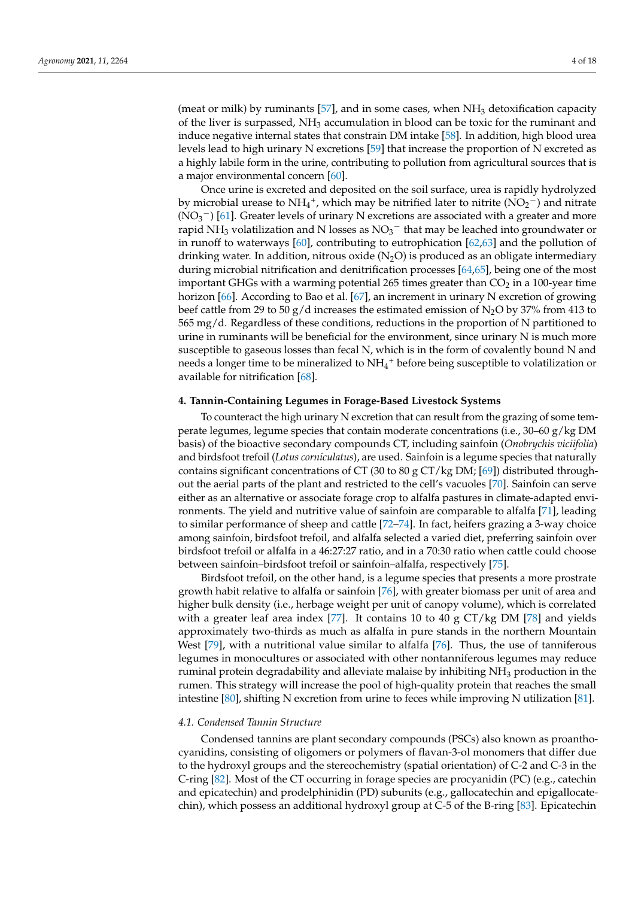(meat or milk) by ruminants [57], and in some cases, when $NH_3$ detoxification capacity of the liver is surpassed, $NH_3$ accumulation in blood can be toxic for the ruminant and induce negative internal states that constrain DM intake [58]. In addition, high blood urea levels lead to high urinary N excretions [59] that increase the proportion of N excreted as a highly labile form in the urine, contributing to pollution from agricultural sources that is a major environmental concern [60].

Once urine is excreted and deposited on the soil surface, urea is rapidly hydrolyzed by microbial urease to $NH_4^+$, which may be nitrified later to nitrite ($NO_2^-$) and nitrate ($NO_3^-$) [61]. Greater levels of urinary N excretions are associated with a greater and more rapid $NH_3$ volatilization and N losses as $NO_3^-$ that may be leached into groundwater or in runoff to waterways [60], contributing to eutrophication [62,63] and the pollution of drinking water. In addition, nitrous oxide ($N_2O$) is produced as an obligate intermediary during microbial nitrification and denitrification processes [64,65], being one of the most important GHGs with a warming potential 265 times greater than $CO_2$ in a 100-year time horizon [66]. According to Bao et al. [67], an increment in urinary N excretion of growing beef cattle from 29 to 50 g/d increases the estimated emission of $N_2O$ by 37% from 413 to 565 mg/d. Regardless of these conditions, reductions in the proportion of N partitioned to urine in ruminants will be beneficial for the environment, since urinary N is much more susceptible to gaseous losses than fecal N, which is in the form of covalently bound N and needs a longer time to be mineralized to $NH_4^+$ before being susceptible to volatilization or available for nitrification [68].

## 4. Tannin-Containing Legumes in Forage-Based Livestock Systems

To counteract the high urinary N excretion that can result from the grazing of some temperate legumes, legume species that contain moderate concentrations (i.e., 30–60 g/kg DM basis) of the bioactive secondary compounds CT, including sainfoin (*Onobrychis viciifolia*) and birdsfoot trefoil (*Lotus corniculatus*), are used. Sainfoin is a legume species that naturally contains significant concentrations of CT (30 to 80 g CT/kg DM; [69]) distributed throughout the aerial parts of the plant and restricted to the cell's vacuoles [70]. Sainfoin can serve either as an alternative or associate forage crop to alfalfa pastures in climate-adapted environments. The yield and nutritive value of sainfoin are comparable to alfalfa [71], leading to similar performance of sheep and cattle [72–74]. In fact, heifers grazing a 3-way choice among sainfoin, birdsfoot trefoil, and alfalfa selected a varied diet, preferring sainfoin over birdsfoot trefoil or alfalfa in a 46:27:27 ratio, and in a 70:30 ratio when cattle could choose between sainfoin–birdsfoot trefoil or sainfoin–alfalfa, respectively [75].

Birdsfoot trefoil, on the other hand, is a legume species that presents a more prostrate growth habit relative to alfalfa or sainfoin [76], with greater biomass per unit of area and higher bulk density (i.e., herbage weight per unit of canopy volume), which is correlated with a greater leaf area index [77]. It contains 10 to 40 g CT/kg DM [78] and yields approximately two-thirds as much as alfalfa in pure stands in the northern Mountain West [79], with a nutritional value similar to alfalfa [76]. Thus, the use of tanniferous legumes in monocultures or associated with other nontanniferous legumes may reduce ruminal protein degradability and alleviate malaise by inhibiting $NH_3$ production in the rumen. This strategy will increase the pool of high-quality protein that reaches the small intestine [80], shifting N excretion from urine to feces while improving N utilization [81].

### 4.1. Condensed Tannin Structure

Condensed tannins are plant secondary compounds (PSCs) also known as proanthocyanidins, consisting of oligomers or polymers of flavan-3-ol monomers that differ due to the hydroxyl groups and the stereochemistry (spatial orientation) of C-2 and C-3 in the C-ring [82]. Most of the CT occurring in forage species are procyanidin (PC) (e.g., catechin and epicatechin) and prodelphinidin (PD) subunits (e.g., gallocatechin and epigallocatechin), which possess an additional hydroxyl group at C-5 of the B-ring [83]. Epicatechin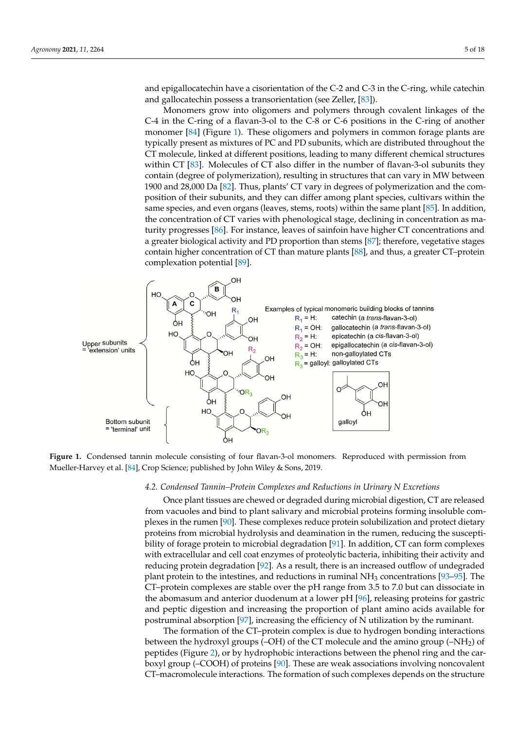and epigallocatechin have a cisorientation of the C-2 and C-3 in the C-ring, while catechin and gallocatechin possess a transorientation (see Zeller, [83]).

Monomers grow into oligomers and polymers through covalent linkages of the C-4 in the C-ring of a flavan-3-ol to the C-8 or C-6 positions in the C-ring of another monomer [84] (Figure 1). These oligomers and polymers in common forage plants are typically present as mixtures of PC and PD subunits, which are distributed throughout the CT molecule, linked at different positions, leading to many different chemical structures within CT [83]. Molecules of CT also differ in the number of flavan-3-ol subunits they contain (degree of polymerization), resulting in structures that can vary in MW between 1900 and 28,000 Da [82]. Thus, plants' CT vary in degrees of polymerization and the composition of their subunits, and they can differ among plant species, cultivars within the same species, and even organs (leaves, stems, roots) within the same plant [85]. In addition, the concentration of CT varies with phenological stage, declining in concentration as maturity progresses [86]. For instance, leaves of sainfoin have higher CT concentrations and a greater biological activity and PD proportion than stems [87]; therefore, vegetative stages contain higher concentration of CT than mature plants [88], and thus, a greater CT–protein complexation potential [89].

**Figure 1.** Condensed tannin molecule consisting of four flavan-3-ol monomers. Reproduced with permission from Mueller-Harvey et al. [84], Crop Science; published by John Wiley & Sons, 2019.

### 4.2. Condensed Tannin–Protein Complexes and Reductions in Urinary N Excretions

Once plant tissues are chewed or degraded during microbial digestion, CT are released from vacuoles and bind to plant salivary and microbial proteins forming insoluble complexes in the rumen [90]. These complexes reduce protein solubilization and protect dietary proteins from microbial hydrolysis and deamination in the rumen, reducing the susceptibility of forage protein to microbial degradation [91]. In addition, CT can form complexes with extracellular and cell coat enzymes of proteolytic bacteria, inhibiting their activity and reducing protein degradation [92]. As a result, there is an increased outflow of undegraded plant protein to the intestines, and reductions in ruminal $NH_3$ concentrations [93–95]. The CT–protein complexes are stable over the pH range from 3.5 to 7.0 but can dissociate in the abomasum and anterior duodenum at a lower pH [96], releasing proteins for gastric and peptic digestion and increasing the proportion of plant amino acids available for postruminal absorption [97], increasing the efficiency of N utilization by the ruminant.

The formation of the CT–protein complex is due to hydrogen bonding interactions between the hydroxyl groups (–OH) of the CT molecule and the amino group (–$NH_2$) of peptides (Figure 2), or by hydrophobic interactions between the phenol ring and the carboxyl group (–COOH) of proteins [90]. These are weak associations involving noncovalent CT–macromolecule interactions. The formation of such complexes depends on the structure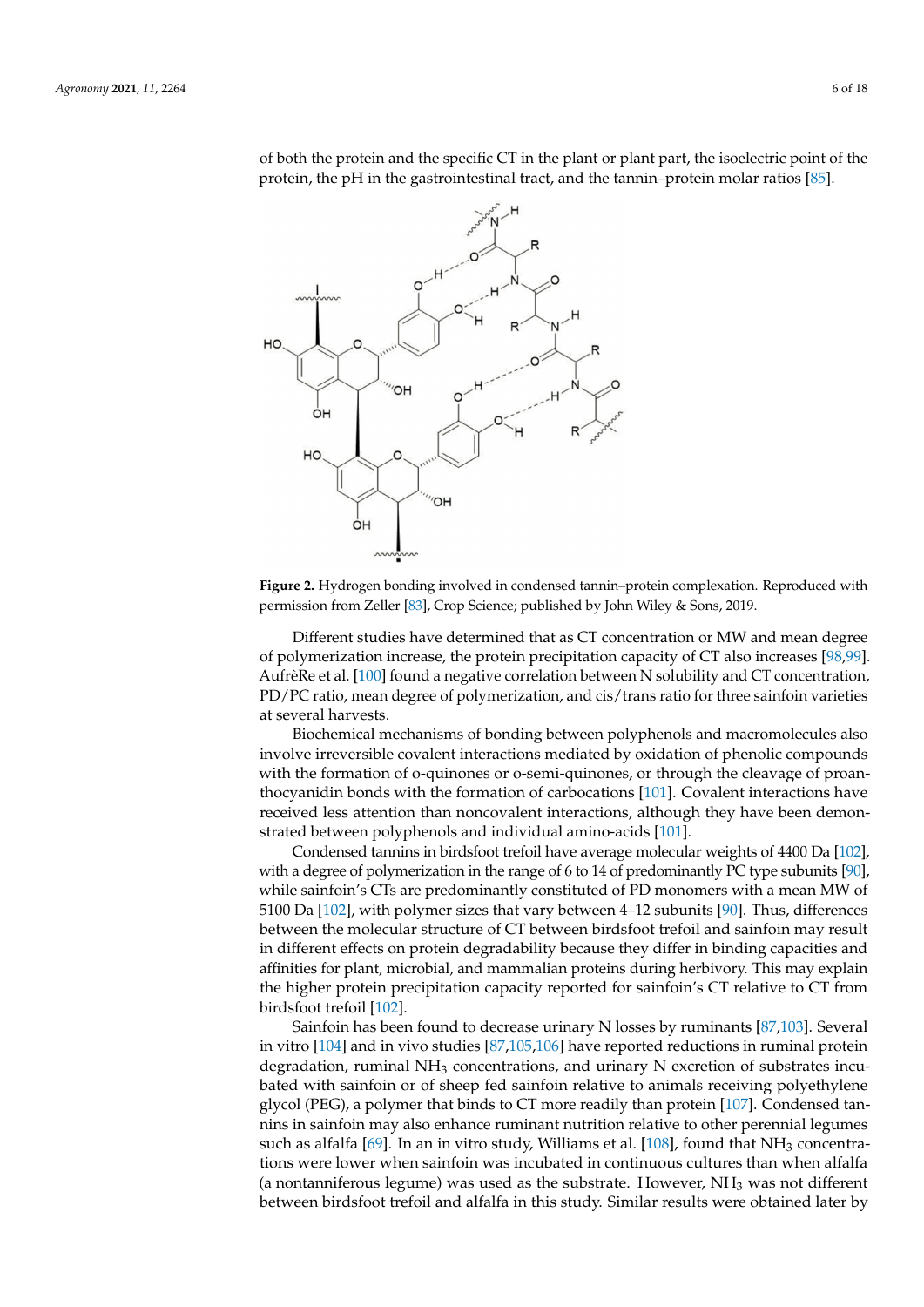of both the protein and the specific CT in the plant or plant part, the isoelectric point of the protein, the pH in the gastrointestinal tract, and the tannin–protein molar ratios [85].

**Figure 2.** Hydrogen bonding involved in condensed tannin–protein complexation. Reproduced with permission from Zeller [83], Crop Science; published by John Wiley & Sons, 2019.

Different studies have determined that as CT concentration or MW and mean degree of polymerization increase, the protein precipitation capacity of CT also increases [98,99]. AufrèRe et al. [100] found a negative correlation between N solubility and CT concentration, PD/PC ratio, mean degree of polymerization, and cis/trans ratio for three sainfoin varieties at several harvests.

Biochemical mechanisms of bonding between polyphenols and macromolecules also involve irreversible covalent interactions mediated by oxidation of phenolic compounds with the formation of o-quinones or o-semi-quinones, or through the cleavage of proanthocyanidin bonds with the formation of carbocations [101]. Covalent interactions have received less attention than noncovalent interactions, although they have been demonstrated between polyphenols and individual amino-acids [101].

Condensed tannins in birdsfoot trefoil have average molecular weights of 4400 Da [102], with a degree of polymerization in the range of 6 to 14 of predominantly PC type subunits [90], while sainfoin's CTs are predominantly constituted of PD monomers with a mean MW of 5100 Da [102], with polymer sizes that vary between 4–12 subunits [90]. Thus, differences between the molecular structure of CT between birdsfoot trefoil and sainfoin may result in different effects on protein degradability because they differ in binding capacities and affinities for plant, microbial, and mammalian proteins during herbivory. This may explain the higher protein precipitation capacity reported for sainfoin's CT relative to CT from birdsfoot trefoil [102].

Sainfoin has been found to decrease urinary N losses by ruminants [87,103]. Several in vitro [104] and in vivo studies [87,105,106] have reported reductions in ruminal protein degradation, ruminal $NH_3$ concentrations, and urinary N excretion of substrates incubated with sainfoin or of sheep fed sainfoin relative to animals receiving polyethylene glycol (PEG), a polymer that binds to CT more readily than protein [107]. Condensed tannins in sainfoin may also enhance ruminant nutrition relative to other perennial legumes such as alfalfa [69]. In an in vitro study, Williams et al. [108], found that $NH_3$ concentrations were lower when sainfoin was incubated in continuous cultures than when alfalfa (a nontanniferous legume) was used as the substrate. However, $NH_3$ was not different between birdsfoot trefoil and alfalfa in this study. Similar results were obtained later by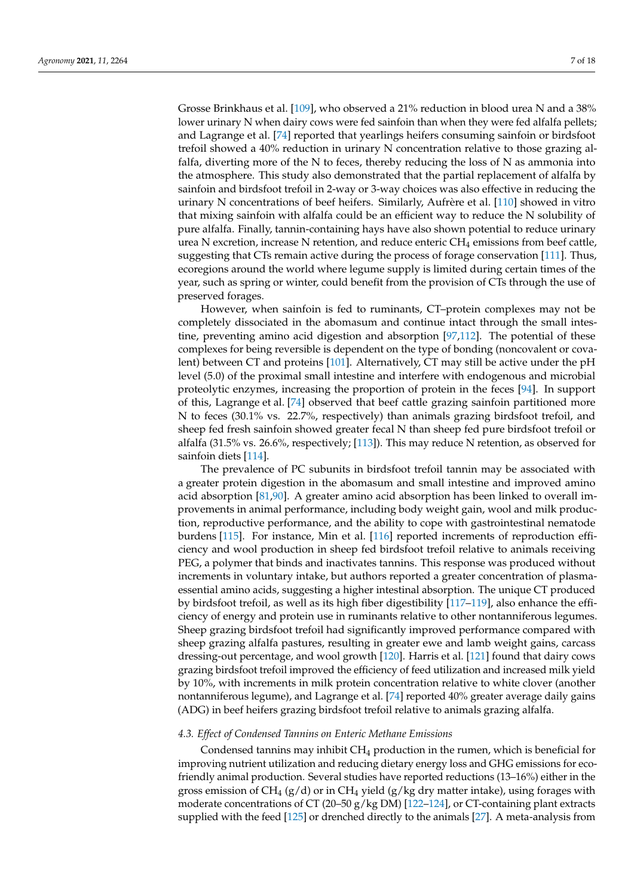Grosse Brinkhaus et al. [109], who observed a 21% reduction in blood urea N and a 38% lower urinary N when dairy cows were fed sainfoin than when they were fed alfalfa pellets; and Lagrange et al. [74] reported that yearlings heifers consuming sainfoin or birdsfoot trefoil showed a 40% reduction in urinary N concentration relative to those grazing alfalfa, diverting more of the N to feces, thereby reducing the loss of N as ammonia into the atmosphere. This study also demonstrated that the partial replacement of alfalfa by sainfoin and birdsfoot trefoil in 2-way or 3-way choices was also effective in reducing the urinary N concentrations of beef heifers. Similarly, Aufrère et al. [110] showed in vitro that mixing sainfoin with alfalfa could be an efficient way to reduce the N solubility of pure alfalfa. Finally, tannin-containing hays have also shown potential to reduce urinary urea N excretion, increase N retention, and reduce enteric $CH_4$ emissions from beef cattle, suggesting that CTs remain active during the process of forage conservation [111]. Thus, ecoregions around the world where legume supply is limited during certain times of the year, such as spring or winter, could benefit from the provision of CTs through the use of preserved forages.

However, when sainfoin is fed to ruminants, CT–protein complexes may not be completely dissociated in the abomasum and continue intact through the small intestine, preventing amino acid digestion and absorption [97,112]. The potential of these complexes for being reversible is dependent on the type of bonding (noncovalent or covalent) between CT and proteins [101]. Alternatively, CT may still be active under the pH level (5.0) of the proximal small intestine and interfere with endogenous and microbial proteolytic enzymes, increasing the proportion of protein in the feces [94]. In support of this, Lagrange et al. [74] observed that beef cattle grazing sainfoin partitioned more N to feces (30.1% vs. 22.7%, respectively) than animals grazing birdsfoot trefoil, and sheep fed fresh sainfoin showed greater fecal N than sheep fed pure birdsfoot trefoil or alfalfa (31.5% vs. 26.6%, respectively; [113]). This may reduce N retention, as observed for sainfoin diets [114].

The prevalence of PC subunits in birdsfoot trefoil tannin may be associated with a greater protein digestion in the abomasum and small intestine and improved amino acid absorption [81,90]. A greater amino acid absorption has been linked to overall improvements in animal performance, including body weight gain, wool and milk production, reproductive performance, and the ability to cope with gastrointestinal nematode burdens [115]. For instance, Min et al. [116] reported increments of reproduction efficiency and wool production in sheep fed birdsfoot trefoil relative to animals receiving PEG, a polymer that binds and inactivates tannins. This response was produced without increments in voluntary intake, but authors reported a greater concentration of plasma-essential amino acids, suggesting a higher intestinal absorption. The unique CT produced by birdsfoot trefoil, as well as its high fiber digestibility [117–119], also enhance the efficiency of energy and protein use in ruminants relative to other nontanniferous legumes. Sheep grazing birdsfoot trefoil had significantly improved performance compared with sheep grazing alfalfa pastures, resulting in greater ewe and lamb weight gains, carcass dressing-out percentage, and wool growth [120]. Harris et al. [121] found that dairy cows grazing birdsfoot trefoil improved the efficiency of feed utilization and increased milk yield by 10%, with increments in milk protein concentration relative to white clover (another nontanniferous legume), and Lagrange et al. [74] reported 40% greater average daily gains (ADG) in beef heifers grazing birdsfoot trefoil relative to animals grazing alfalfa.

### 4.3. Effect of Condensed Tannins on Enteric Methane Emissions

Condensed tannins may inhibit $CH_4$ production in the rumen, which is beneficial for improving nutrient utilization and reducing dietary energy loss and GHG emissions for eco-friendly animal production. Several studies have reported reductions (13–16%) either in the gross emission of $CH_4$ (g/d) or in $CH_4$ yield (g/kg dry matter intake), using forages with moderate concentrations of CT (20–50 g/kg DM) [122–124], or CT-containing plant extracts supplied with the feed [125] or drenched directly to the animals [27]. A meta-analysis from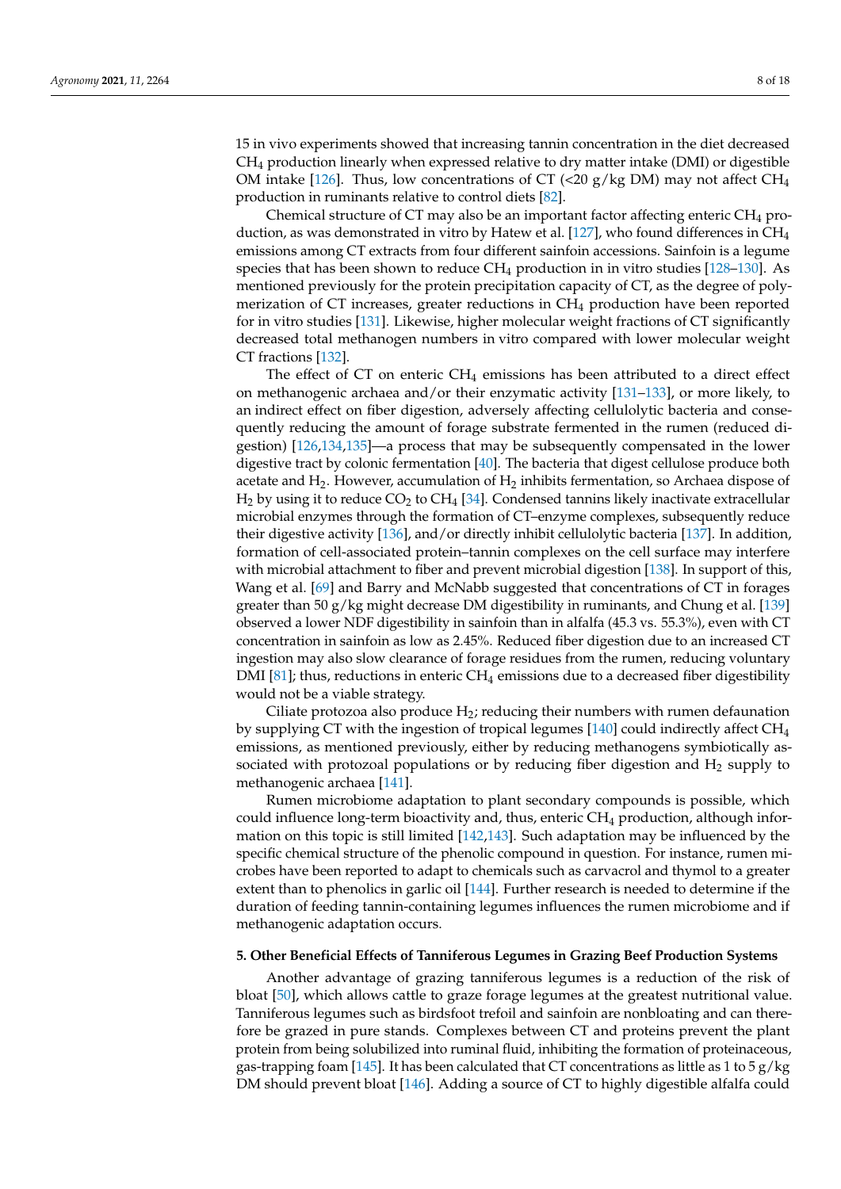15 in vivo experiments showed that increasing tannin concentration in the diet decreased $CH_4$ production linearly when expressed relative to dry matter intake (DMI) or digestible OM intake [126]. Thus, low concentrations of CT (<20 g/kg DM) may not affect $CH_4$ production in ruminants relative to control diets [82].

Chemical structure of CT may also be an important factor affecting enteric $CH_4$ production, as was demonstrated in vitro by Hatew et al. [127], who found differences in $CH_4$ emissions among CT extracts from four different sainfoin accessions. Sainfoin is a legume species that has been shown to reduce $CH_4$ production in in vitro studies [128–130]. As mentioned previously for the protein precipitation capacity of CT, as the degree of polymerization of CT increases, greater reductions in $CH_4$ production have been reported for in vitro studies [131]. Likewise, higher molecular weight fractions of CT significantly decreased total methanogen numbers in vitro compared with lower molecular weight CT fractions [132].

The effect of CT on enteric $CH_4$ emissions has been attributed to a direct effect on methanogenic archaea and/or their enzymatic activity [131–133], or more likely, to an indirect effect on fiber digestion, adversely affecting cellulolytic bacteria and consequently reducing the amount of forage substrate fermented in the rumen (reduced digestion) [126,134,135]—a process that may be subsequently compensated in the lower digestive tract by colonic fermentation [40]. The bacteria that digest cellulose produce both acetate and $H_2$. However, accumulation of $H_2$ inhibits fermentation, so Archaea dispose of $H_2$ by using it to reduce $CO_2$ to $CH_4$ [34]. Condensed tannins likely inactivate extracellular microbial enzymes through the formation of CT–enzyme complexes, subsequently reduce their digestive activity [136], and/or directly inhibit cellulolytic bacteria [137]. In addition, formation of cell-associated protein–tannin complexes on the cell surface may interfere with microbial attachment to fiber and prevent microbial digestion [138]. In support of this, Wang et al. [69] and Barry and McNabb suggested that concentrations of CT in forages greater than 50 g/kg might decrease DM digestibility in ruminants, and Chung et al. [139] observed a lower NDF digestibility in sainfoin than in alfalfa (45.3 vs. 55.3%), even with CT concentration in sainfoin as low as 2.45%. Reduced fiber digestion due to an increased CT ingestion may also slow clearance of forage residues from the rumen, reducing voluntary DMI [81]; thus, reductions in enteric $CH_4$ emissions due to a decreased fiber digestibility would not be a viable strategy.

Ciliate protozoa also produce $H_2$; reducing their numbers with rumen defaunation by supplying CT with the ingestion of tropical legumes [140] could indirectly affect $CH_4$ emissions, as mentioned previously, either by reducing methanogens symbiotically associated with protozoal populations or by reducing fiber digestion and $H_2$ supply to methanogenic archaea [141].

Rumen microbiome adaptation to plant secondary compounds is possible, which could influence long-term bioactivity and, thus, enteric $CH_4$ production, although information on this topic is still limited [142,143]. Such adaptation may be influenced by the specific chemical structure of the phenolic compound in question. For instance, rumen microbes have been reported to adapt to chemicals such as carvacrol and thymol to a greater extent than to phenolics in garlic oil [144]. Further research is needed to determine if the duration of feeding tannin-containing legumes influences the rumen microbiome and if methanogenic adaptation occurs.

## 5. Other Beneficial Effects of Tanniferous Legumes in Grazing Beef Production Systems

Another advantage of grazing tanniferous legumes is a reduction of the risk of bloat [50], which allows cattle to graze forage legumes at the greatest nutritional value. Tanniferous legumes such as birdsfoot trefoil and sainfoin are nonbloating and can therefore be grazed in pure stands. Complexes between CT and proteins prevent the plant protein from being solubilized into ruminal fluid, inhibiting the formation of proteinaceous, gas-trapping foam [145]. It has been calculated that CT concentrations as little as 1 to 5 g/kg DM should prevent bloat [146]. Adding a source of CT to highly digestible alfalfa could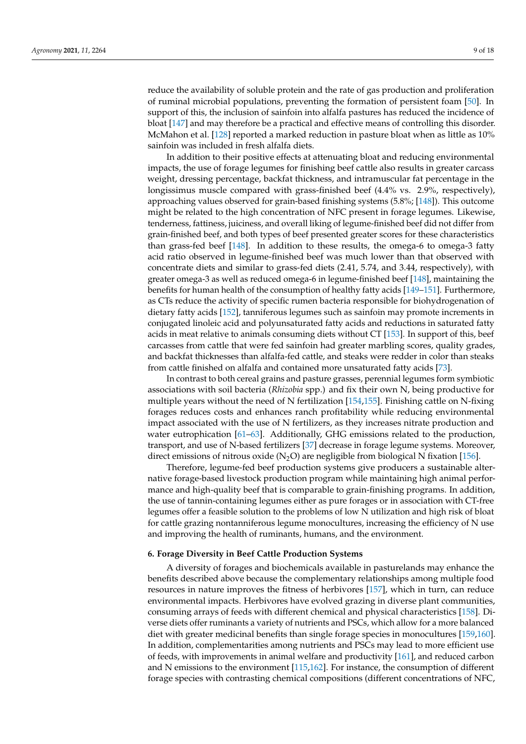reduce the availability of soluble protein and the rate of gas production and proliferation of ruminal microbial populations, preventing the formation of persistent foam [50]. In support of this, the inclusion of sainfoin into alfalfa pastures has reduced the incidence of bloat [147] and may therefore be a practical and effective means of controlling this disorder. McMahon et al. [128] reported a marked reduction in pasture bloat when as little as 10% sainfoin was included in fresh alfalfa diets.

In addition to their positive effects at attenuating bloat and reducing environmental impacts, the use of forage legumes for finishing beef cattle also results in greater carcass weight, dressing percentage, backfat thickness, and intramuscular fat percentage in the longissimus muscle compared with grass-finished beef (4.4% vs. 2.9%, respectively), approaching values observed for grain-based finishing systems (5.8%; [148]). This outcome might be related to the high concentration of NFC present in forage legumes. Likewise, tenderness, fattiness, juiciness, and overall liking of legume-finished beef did not differ from grain-finished beef, and both types of beef presented greater scores for these characteristics than grass-fed beef [148]. In addition to these results, the omega-6 to omega-3 fatty acid ratio observed in legume-finished beef was much lower than that observed with concentrate diets and similar to grass-fed diets (2.41, 5.74, and 3.44, respectively), with greater omega-3 as well as reduced omega-6 in legume-finished beef [148], maintaining the benefits for human health of the consumption of healthy fatty acids [149–151]. Furthermore, as CTs reduce the activity of specific rumen bacteria responsible for biohydrogenation of dietary fatty acids [152], tanniferous legumes such as sainfoin may promote increments in conjugated linoleic acid and polyunsaturated fatty acids and reductions in saturated fatty acids in meat relative to animals consuming diets without CT [153]. In support of this, beef carcasses from cattle that were fed sainfoin had greater marbling scores, quality grades, and backfat thicknesses than alfalfa-fed cattle, and steaks were redder in color than steaks from cattle finished on alfalfa and contained more unsaturated fatty acids [73].

In contrast to both cereal grains and pasture grasses, perennial legumes form symbiotic associations with soil bacteria (*Rhizobia* spp.) and fix their own N, being productive for multiple years without the need of N fertilization [154,155]. Finishing cattle on N-fixing forages reduces costs and enhances ranch profitability while reducing environmental impact associated with the use of N fertilizers, as they increases nitrate production and water eutrophication [61–63]. Additionally, GHG emissions related to the production, transport, and use of N-based fertilizers [37] decrease in forage legume systems. Moreover, direct emissions of nitrous oxide ($N_2O$) are negligible from biological N fixation [156].

Therefore, legume-fed beef production systems give producers a sustainable alternative forage-based livestock production program while maintaining high animal performance and high-quality beef that is comparable to grain-finishing programs. In addition, the use of tannin-containing legumes either as pure forages or in association with CT-free legumes offer a feasible solution to the problems of low N utilization and high risk of bloat for cattle grazing nontanniferous legume monocultures, increasing the efficiency of N use and improving the health of ruminants, humans, and the environment.

## 6. Forage Diversity in Beef Cattle Production Systems

A diversity of forages and biochemicals available in pasturelands may enhance the benefits described above because the complementary relationships among multiple food resources in nature improves the fitness of herbivores [157], which in turn, can reduce environmental impacts. Herbivores have evolved grazing in diverse plant communities, consuming arrays of feeds with different chemical and physical characteristics [158]. Diverse diets offer ruminants a variety of nutrients and PSCs, which allow for a more balanced diet with greater medicinal benefits than single forage species in monocultures [159,160]. In addition, complementarities among nutrients and PSCs may lead to more efficient use of feeds, with improvements in animal welfare and productivity [161], and reduced carbon and N emissions to the environment [115,162]. For instance, the consumption of different forage species with contrasting chemical compositions (different concentrations of NFC,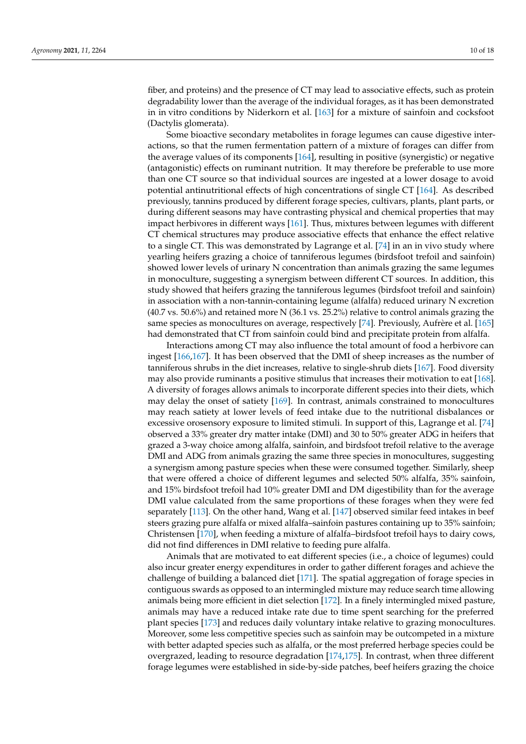fiber, and proteins) and the presence of CT may lead to associative effects, such as protein degradability lower than the average of the individual forages, as it has been demonstrated in in vitro conditions by Niderkorn et al. [163] for a mixture of sainfoin and cocksfoot (Dactylis glomerata).

Some bioactive secondary metabolites in forage legumes can cause digestive interactions, so that the rumen fermentation pattern of a mixture of forages can differ from the average values of its components [164], resulting in positive (synergistic) or negative (antagonistic) effects on ruminant nutrition. It may therefore be preferable to use more than one CT source so that individual sources are ingested at a lower dosage to avoid potential antinutritional effects of high concentrations of single CT [164]. As described previously, tannins produced by different forage species, cultivars, plants, plant parts, or during different seasons may have contrasting physical and chemical properties that may impact herbivores in different ways [161]. Thus, mixtures between legumes with different CT chemical structures may produce associative effects that enhance the effect relative to a single CT. This was demonstrated by Lagrange et al. [74] in an in vivo study where yearling heifers grazing a choice of tanniferous legumes (birdsfoot trefoil and sainfoin) showed lower levels of urinary N concentration than animals grazing the same legumes in monoculture, suggesting a synergism between different CT sources. In addition, this study showed that heifers grazing the tanniferous legumes (birdsfoot trefoil and sainfoin) in association with a non-tannin-containing legume (alfalfa) reduced urinary N excretion (40.7 vs. 50.6%) and retained more N (36.1 vs. 25.2%) relative to control animals grazing the same species as monocultures on average, respectively [74]. Previously, Aufrère et al. [165] had demonstrated that CT from sainfoin could bind and precipitate protein from alfalfa.

Interactions among CT may also influence the total amount of food a herbivore can ingest [166,167]. It has been observed that the DMI of sheep increases as the number of tanniferous shrubs in the diet increases, relative to single-shrub diets [167]. Food diversity may also provide ruminants a positive stimulus that increases their motivation to eat [168]. A diversity of forages allows animals to incorporate different species into their diets, which may delay the onset of satiety [169]. In contrast, animals constrained to monocultures may reach satiety at lower levels of feed intake due to the nutritional disbalances or excessive orosensory exposure to limited stimuli. In support of this, Lagrange et al. [74] observed a 33% greater dry matter intake (DMI) and 30 to 50% greater ADG in heifers that grazed a 3-way choice among alfalfa, sainfoin, and birdsfoot trefoil relative to the average DMI and ADG from animals grazing the same three species in monocultures, suggesting a synergism among pasture species when these were consumed together. Similarly, sheep that were offered a choice of different legumes and selected 50% alfalfa, 35% sainfoin, and 15% birdsfoot trefoil had 10% greater DMI and DM digestibility than for the average DMI value calculated from the same proportions of these forages when they were fed separately [113]. On the other hand, Wang et al. [147] observed similar feed intakes in beef steers grazing pure alfalfa or mixed alfalfa–sainfoin pastures containing up to 35% sainfoin; Christensen [170], when feeding a mixture of alfalfa–birdsfoot trefoil hays to dairy cows, did not find differences in DMI relative to feeding pure alfalfa.

Animals that are motivated to eat different species (i.e., a choice of legumes) could also incur greater energy expenditures in order to gather different forages and achieve the challenge of building a balanced diet [171]. The spatial aggregation of forage species in contiguous swards as opposed to an intermingled mixture may reduce search time allowing animals being more efficient in diet selection [172]. In a finely intermingled mixed pasture, animals may have a reduced intake rate due to time spent searching for the preferred plant species [173] and reduces daily voluntary intake relative to grazing monocultures. Moreover, some less competitive species such as sainfoin may be outcompeted in a mixture with better adapted species such as alfalfa, or the most preferred herbage species could be overgrazed, leading to resource degradation [174,175]. In contrast, when three different forage legumes were established in side-by-side patches, beef heifers grazing the choice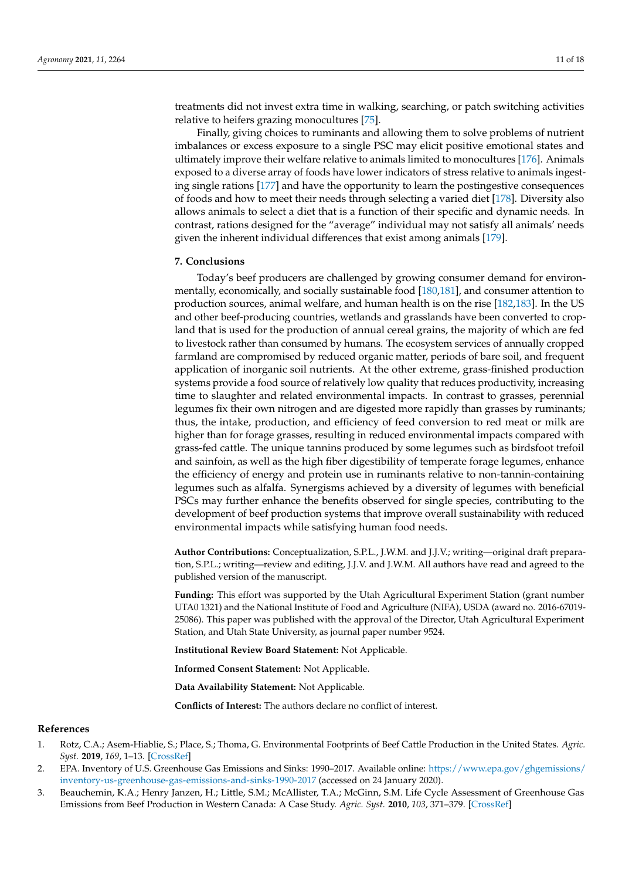treatments did not invest extra time in walking, searching, or patch switching activities relative to heifers grazing monocultures [75].

Finally, giving choices to ruminants and allowing them to solve problems of nutrient imbalances or excess exposure to a single PSC may elicit positive emotional states and ultimately improve their welfare relative to animals limited to monocultures [176]. Animals exposed to a diverse array of foods have lower indicators of stress relative to animals ingesting single rations [177] and have the opportunity to learn the postingestive consequences of foods and how to meet their needs through selecting a varied diet [178]. Diversity also allows animals to select a diet that is a function of their specific and dynamic needs. In contrast, rations designed for the "average" individual may not satisfy all animals' needs given the inherent individual differences that exist among animals [179].

## 7. Conclusions

Today's beef producers are challenged by growing consumer demand for environmentally, economically, and socially sustainable food [180,181], and consumer attention to production sources, animal welfare, and human health is on the rise [182,183]. In the US and other beef-producing countries, wetlands and grasslands have been converted to cropland that is used for the production of annual cereal grains, the majority of which are fed to livestock rather than consumed by humans. The ecosystem services of annually cropped farmland are compromised by reduced organic matter, periods of bare soil, and frequent application of inorganic soil nutrients. At the other extreme, grass-finished production systems provide a food source of relatively low quality that reduces productivity, increasing time to slaughter and related environmental impacts. In contrast to grasses, perennial legumes fix their own nitrogen and are digested more rapidly than grasses by ruminants; thus, the intake, production, and efficiency of feed conversion to red meat or milk are higher than for forage grasses, resulting in reduced environmental impacts compared with grass-fed cattle. The unique tannins produced by some legumes such as birdsfoot trefoil and sainfoin, as well as the high fiber digestibility of temperate forage legumes, enhance the efficiency of energy and protein use in ruminants relative to non-tannin-containing legumes such as alfalfa. Synergisms achieved by a diversity of legumes with beneficial PSCs may further enhance the benefits observed for single species, contributing to the development of beef production systems that improve overall sustainability with reduced environmental impacts while satisfying human food needs.

**Author Contributions:** Conceptualization, S.P.L., J.W.M. and J.J.V.; writing—original draft preparation, S.P.L.; writing—review and editing, J.J.V. and J.W.M. All authors have read and agreed to the published version of the manuscript.

**Funding:** This effort was supported by the Utah Agricultural Experiment Station (grant number UTA0 1321) and the National Institute of Food and Agriculture (NIFA), USDA (award no. 2016-67019-25086). This paper was published with the approval of the Director, Utah Agricultural Experiment Station, and Utah State University, as journal paper number 9524.

**Institutional Review Board Statement:** Not Applicable.

**Informed Consent Statement:** Not Applicable.

**Data Availability Statement:** Not Applicable.

**Conflicts of Interest:** The authors declare no conflict of interest.

## References

1. Rotz, C.A.; Asem-Hiablie, S.; Place, S.; Thoma, G. Environmental Footprints of Beef Cattle Production in the United States. *Agric. Syst.* **2019**, *169*, 1–13. [CrossRef]
2. EPA. Inventory of U.S. Greenhouse Gas Emissions and Sinks: 1990–2017. Available online: https://www.epa.gov/ghgemissions/inventory-us-greenhouse-gas-emissions-and-sinks-1990-2017 (accessed on 24 January 2020).
3. Beauchemin, K.A.; Henry Janzen, H.; Little, S.M.; McAllister, T.A.; McGinn, S.M. Life Cycle Assessment of Greenhouse Gas Emissions from Beef Production in Western Canada: A Case Study. *Agric. Syst.* **2010**, *103*, 371–379. [CrossRef]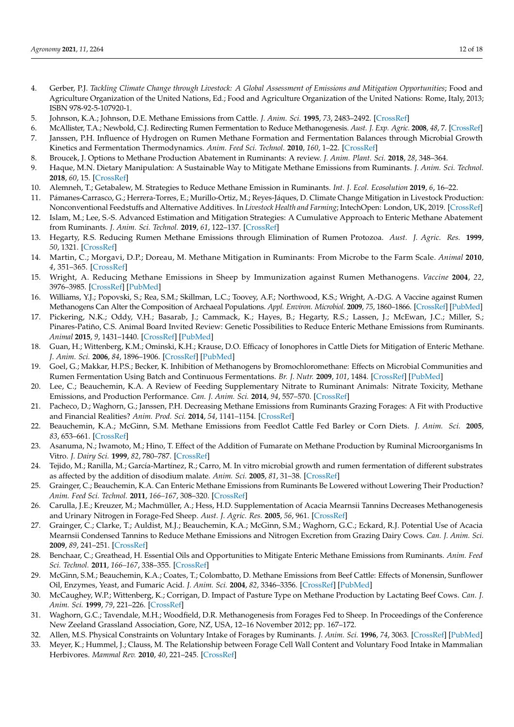4. Gerber, P.J. *Tackling Climate Change through Livestock: A Global Assessment of Emissions and Mitigation Opportunities*; Food and Agriculture Organization of the United Nations, Ed.; Food and Agriculture Organization of the United Nations: Rome, Italy, 2013; ISBN 978-92-5-107920-1.
5. Johnson, K.A.; Johnson, D.E. Methane Emissions from Cattle. *J. Anim. Sci.* **1995**, *73*, 2483–2492. [CrossRef]
6. McAllister, T.A.; Newbold, C.J. Redirecting Rumen Fermentation to Reduce Methanogenesis. *Aust. J. Exp. Agric.* **2008**, *48*, 7. [CrossRef]
7. Janssen, P.H. Influence of Hydrogen on Rumen Methane Formation and Fermentation Balances through Microbial Growth Kinetics and Fermentation Thermodynamics. *Anim. Feed Sci. Technol.* **2010**, *160*, 1–22. [CrossRef]
8. Broucek, J. Options to Methane Production Abatement in Ruminants: A review. *J. Anim. Plant. Sci.* **2018**, *28*, 348–364.
9. Haque, M.N. Dietary Manipulation: A Sustainable Way to Mitigate Methane Emissions from Ruminants. *J. Anim. Sci. Technol.* **2018**, *60*, 15. [CrossRef]
10. Alemneh, T.; Getabalew, M. Strategies to Reduce Methane Emission in Ruminants. *Int. J. Ecol. Ecosolution* **2019**, *6*, 16–22.
11. Pámanes-Carrasco, G.; Herrera-Torres, E.; Murillo-Ortiz, M.; Reyes-Jáques, D. Climate Change Mitigation in Livestock Production: Nonconventional Feedstuffs and Alternative Additives. In *Livestock Health and Farming*; IntechOpen: London, UK, 2019. [CrossRef]
12. Islam, M.; Lee, S.-S. Advanced Estimation and Mitigation Strategies: A Cumulative Approach to Enteric Methane Abatement from Ruminants. *J. Anim. Sci. Technol.* **2019**, *61*, 122–137. [CrossRef]
13. Hegarty, R.S. Reducing Rumen Methane Emissions through Elimination of Rumen Protozoa. *Aust. J. Agric. Res.* **1999**, *50*, 1321. [CrossRef]
14. Martin, C.; Morgavi, D.P.; Doreau, M. Methane Mitigation in Ruminants: From Microbe to the Farm Scale. *Animal* **2010**, *4*, 351–365. [CrossRef]
15. Wright, A. Reducing Methane Emissions in Sheep by Immunization against Rumen Methanogens. *Vaccine* **2004**, *22*, 3976–3985. [CrossRef] [PubMed]
16. Williams, Y.J.; Popovski, S.; Rea, S.M.; Skillman, L.C.; Toovey, A.F.; Northwood, K.S.; Wright, A.-D.G. A Vaccine against Rumen Methanogens Can Alter the Composition of Archaeal Populations. *Appl. Environ. Microbiol.* **2009**, *75*, 1860–1866. [CrossRef] [PubMed]
17. Pickering, N.K.; Oddy, V.H.; Basarab, J.; Cammack, K.; Hayes, B.; Hegarty, R.S.; Lassen, J.; McEwan, J.C.; Miller, S.; Pinares-Patiño, C.S. Animal Board Invited Review: Genetic Possibilities to Reduce Enteric Methane Emissions from Ruminants. *Animal* **2015**, *9*, 1431–1440. [CrossRef] [PubMed]
18. Guan, H.; Wittenberg, K.M.; Ominski, K.H.; Krause, D.O. Efficacy of Ionophores in Cattle Diets for Mitigation of Enteric Methane. *J. Anim. Sci.* **2006**, *84*, 1896–1906. [CrossRef] [PubMed]
19. Goel, G.; Makkar, H.P.S.; Becker, K. Inhibition of Methanogens by Bromochloromethane: Effects on Microbial Communities and Rumen Fermentation Using Batch and Continuous Fermentations. *Br. J. Nutr.* **2009**, *101*, 1484. [CrossRef] [PubMed]
20. Lee, C.; Beauchemin, K.A. A Review of Feeding Supplementary Nitrate to Ruminant Animals: Nitrate Toxicity, Methane Emissions, and Production Performance. *Can. J. Anim. Sci.* **2014**, *94*, 557–570. [CrossRef]
21. Pacheco, D.; Waghorn, G.; Janssen, P.H. Decreasing Methane Emissions from Ruminants Grazing Forages: A Fit with Productive and Financial Realities? *Anim. Prod. Sci.* **2014**, *54*, 1141–1154. [CrossRef]
22. Beauchemin, K.A.; McGinn, S.M. Methane Emissions from Feedlot Cattle Fed Barley or Corn Diets. *J. Anim. Sci.* **2005**, *83*, 653–661. [CrossRef]
23. Asanuma, N.; Iwamoto, M.; Hino, T. Effect of the Addition of Fumarate on Methane Production by Ruminal Microorganisms In Vitro. *J. Dairy Sci.* **1999**, *82*, 780–787. [CrossRef]
24. Tejido, M.; Ranilla, M.; García-Martínez, R.; Carro, M. In vitro microbial growth and rumen fermentation of different substrates as affected by the addition of disodium malate. *Anim. Sci.* **2005**, *81*, 31–38. [CrossRef]
25. Grainger, C.; Beauchemin, K.A. Can Enteric Methane Emissions from Ruminants Be Lowered without Lowering Their Production? *Anim. Feed Sci. Technol.* **2011**, *166–167*, 308–320. [CrossRef]
26. Carulla, J.E.; Kreuzer, M.; Machmüller, A.; Hess, H.D. Supplementation of Acacia Mearnsii Tannins Decreases Methanogenesis and Urinary Nitrogen in Forage-Fed Sheep. *Aust. J. Agric. Res.* **2005**, *56*, 961. [CrossRef]
27. Grainger, C.; Clarke, T.; Auldist, M.J.; Beauchemin, K.A.; McGinn, S.M.; Waghorn, G.C.; Eckard, R.J. Potential Use of Acacia Mearnsii Condensed Tannins to Reduce Methane Emissions and Nitrogen Excretion from Grazing Dairy Cows. *Can. J. Anim. Sci.* **2009**, *89*, 241–251. [CrossRef]
28. Benchaar, C.; Greathead, H. Essential Oils and Opportunities to Mitigate Enteric Methane Emissions from Ruminants. *Anim. Feed Sci. Technol.* **2011**, *166–167*, 338–355. [CrossRef]
29. McGinn, S.M.; Beauchemin, K.A.; Coates, T.; Colombatto, D. Methane Emissions from Beef Cattle: Effects of Monensin, Sunflower Oil, Enzymes, Yeast, and Fumaric Acid. *J. Anim. Sci.* **2004**, *82*, 3346–3356. [CrossRef] [PubMed]
30. McCaughey, W.P.; Wittenberg, K.; Corrigan, D. Impact of Pasture Type on Methane Production by Lactating Beef Cows. *Can. J. Anim. Sci.* **1999**, *79*, 221–226. [CrossRef]
31. Waghorn, G.C.; Tavendale, M.H.; Woodfield, D.R. Methanogenesis from Forages Fed to Sheep. In Proceedings of the Conference New Zeeland Grassland Association, Gore, NZ, USA, 12–16 November 2012; pp. 167–172.
32. Allen, M.S. Physical Constraints on Voluntary Intake of Forages by Ruminants. *J. Anim. Sci.* **1996**, *74*, 3063. [CrossRef] [PubMed]
33. Meyer, K.; Hummel, J.; Clauss, M. The Relationship between Forage Cell Wall Content and Voluntary Food Intake in Mammalian Herbivores. *Mammal Rev.* **2010**, *40*, 221–245. [CrossRef]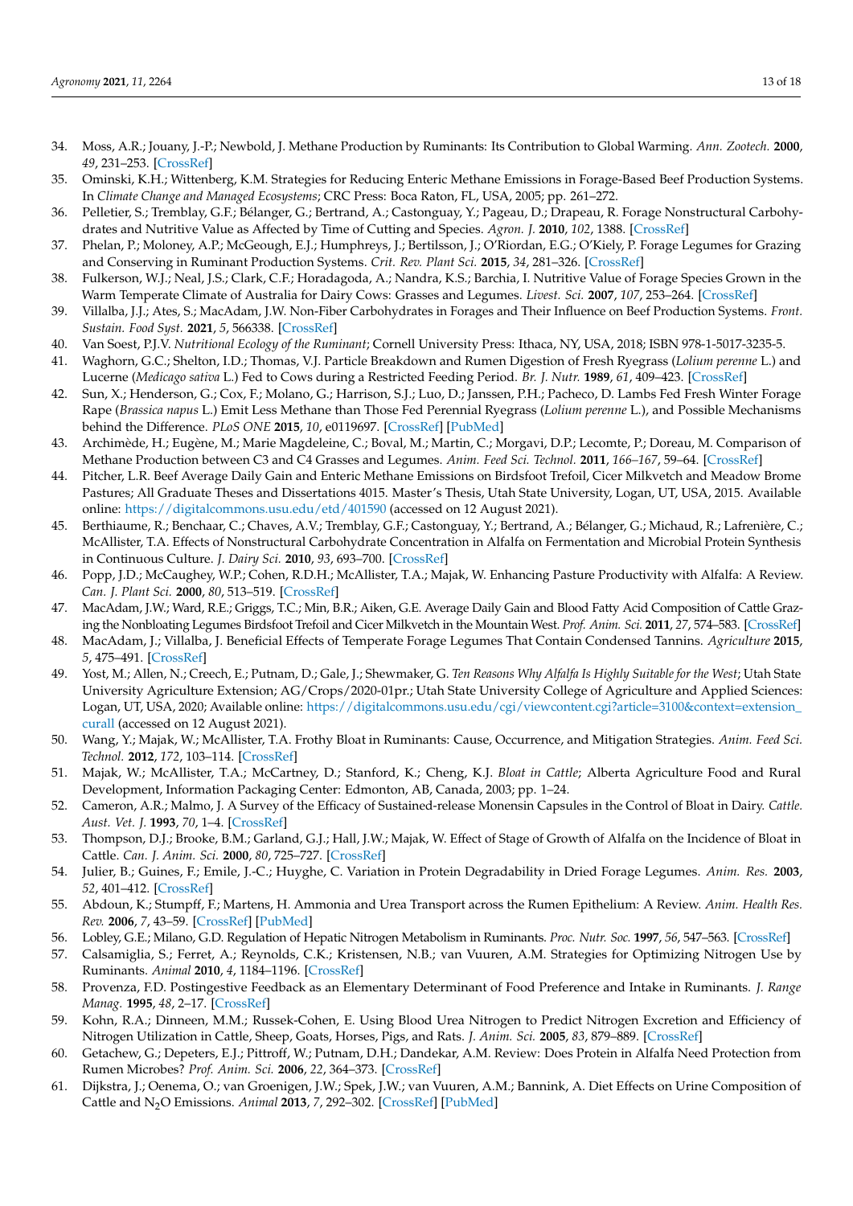34. Moss, A.R.; Jouany, J.-P.; Newbold, J. Methane Production by Ruminants: Its Contribution to Global Warming. *Ann. Zootech.* **2000**, *49*, 231–253. [CrossRef]
35. Ominski, K.H.; Wittenberg, K.M. Strategies for Reducing Enteric Methane Emissions in Forage-Based Beef Production Systems. In *Climate Change and Managed Ecosystems*; CRC Press: Boca Raton, FL, USA, 2005; pp. 261–272.
36. Pelletier, S.; Tremblay, G.F.; Bélanger, G.; Bertrand, A.; Castonguay, Y.; Pageau, D.; Drapeau, R. Forage Nonstructural Carbohydrates and Nutritive Value as Affected by Time of Cutting and Species. *Agron. J.* **2010**, *102*, 1388. [CrossRef]
37. Phelan, P.; Moloney, A.P.; McGeough, E.J.; Humphreys, J.; Bertilsson, J.; O'Riordan, E.G.; O'Kiely, P. Forage Legumes for Grazing and Conserving in Ruminant Production Systems. *Crit. Rev. Plant Sci.* **2015**, *34*, 281–326. [CrossRef]
38. Fulkerson, W.J.; Neal, J.S.; Clark, C.F.; Horadagoda, A.; Nandra, K.S.; Barchia, I. Nutritive Value of Forage Species Grown in the Warm Temperate Climate of Australia for Dairy Cows: Grasses and Legumes. *Livest. Sci.* **2007**, *107*, 253–264. [CrossRef]
39. Villalba, J.J.; Ates, S.; MacAdam, J.W. Non-Fiber Carbohydrates in Forages and Their Influence on Beef Production Systems. *Front. Sustain. Food Syst.* **2021**, *5*, 566338. [CrossRef]
40. Van Soest, P.J.V. *Nutritional Ecology of the Ruminant*; Cornell University Press: Ithaca, NY, USA, 2018; ISBN 978-1-5017-3235-5.
41. Waghorn, G.C.; Shelton, I.D.; Thomas, V.J. Particle Breakdown and Rumen Digestion of Fresh Ryegrass (*Lolium perenne* L.) and Lucerne (*Medicago sativa* L.) Fed to Cows during a Restricted Feeding Period. *Br. J. Nutr.* **1989**, *61*, 409–423. [CrossRef]
42. Sun, X.; Henderson, G.; Cox, F.; Molano, G.; Harrison, S.J.; Luo, D.; Janssen, P.H.; Pacheco, D. Lambs Fed Fresh Winter Forage Rape (*Brassica napus* L.) Emit Less Methane than Those Fed Perennial Ryegrass (*Lolium perenne* L.), and Possible Mechanisms behind the Difference. *PLoS ONE* **2015**, *10*, e0119697. [CrossRef] [PubMed]
43. Archimède, H.; Eugène, M.; Marie Magdeleine, C.; Boval, M.; Martin, C.; Morgavi, D.P.; Lecomte, P.; Doreau, M. Comparison of Methane Production between C3 and C4 Grasses and Legumes. *Anim. Feed Sci. Technol.* **2011**, *166–167*, 59–64. [CrossRef]
44. Pitcher, L.R. Beef Average Daily Gain and Enteric Methane Emissions on Birdsfoot Trefoil, Cicer Milkvetch and Meadow Brome Pastures; All Graduate Theses and Dissertations 4015. Master's Thesis, Utah State University, Logan, UT, USA, 2015. Available online: https://digitalcommons.usu.edu/etd/401590 (accessed on 12 August 2021).
45. Berthiaume, R.; Benchaar, C.; Chaves, A.V.; Tremblay, G.F.; Castonguay, Y.; Bertrand, A.; Bélanger, G.; Michaud, R.; Lafrenière, C.; McAllister, T.A. Effects of Nonstructural Carbohydrate Concentration in Alfalfa on Fermentation and Microbial Protein Synthesis in Continuous Culture. *J. Dairy Sci.* **2010**, *93*, 693–700. [CrossRef]
46. Popp, J.D.; McCaughey, W.P.; Cohen, R.D.H.; McAllister, T.A.; Majak, W. Enhancing Pasture Productivity with Alfalfa: A Review. *Can. J. Plant Sci.* **2000**, *80*, 513–519. [CrossRef]
47. MacAdam, J.W.; Ward, R.E.; Griggs, T.C.; Min, B.R.; Aiken, G.E. Average Daily Gain and Blood Fatty Acid Composition of Cattle Grazing the Nonbloating Legumes Birdsfoot Trefoil and Cicer Milkvetch in the Mountain West. *Prof. Anim. Sci.* **2011**, *27*, 574–583. [CrossRef]
48. MacAdam, J.; Villalba, J. Beneficial Effects of Temperate Forage Legumes That Contain Condensed Tannins. *Agriculture* **2015**, *5*, 475–491. [CrossRef]
49. Yost, M.; Allen, N.; Creech, E.; Putnam, D.; Gale, J.; Shewmaker, G. *Ten Reasons Why Alfalfa Is Highly Suitable for the West*; Utah State University Agriculture Extension; AG/Crops/2020-01pr.; Utah State University College of Agriculture and Applied Sciences: Logan, UT, USA, 2020; Available online: https://digitalcommons.usu.edu/cgi/viewcontent.cgi?article=3100&context=extension_curall (accessed on 12 August 2021).
50. Wang, Y.; Majak, W.; McAllister, T.A. Frothy Bloat in Ruminants: Cause, Occurrence, and Mitigation Strategies. *Anim. Feed Sci. Technol.* **2012**, *172*, 103–114. [CrossRef]
51. Majak, W.; McAllister, T.A.; McCartney, D.; Stanford, K.; Cheng, K.J. *Bloat in Cattle*; Alberta Agriculture Food and Rural Development, Information Packaging Center: Edmonton, AB, Canada, 2003; pp. 1–24.
52. Cameron, A.R.; Malmo, J. A Survey of the Efficacy of Sustained-release Monensin Capsules in the Control of Bloat in Dairy. *Cattle. Aust. Vet. J.* **1993**, *70*, 1–4. [CrossRef]
53. Thompson, D.J.; Brooke, B.M.; Garland, G.J.; Hall, J.W.; Majak, W. Effect of Stage of Growth of Alfalfa on the Incidence of Bloat in Cattle. *Can. J. Anim. Sci.* **2000**, *80*, 725–727. [CrossRef]
54. Julier, B.; Guines, F.; Emile, J.-C.; Huyghe, C. Variation in Protein Degradability in Dried Forage Legumes. *Anim. Res.* **2003**, *52*, 401–412. [CrossRef]
55. Abdoun, K.; Stumpff, F.; Martens, H. Ammonia and Urea Transport across the Rumen Epithelium: A Review. *Anim. Health Res. Rev.* **2006**, *7*, 43–59. [CrossRef] [PubMed]
56. Lobley, G.E.; Milano, G.D. Regulation of Hepatic Nitrogen Metabolism in Ruminants. *Proc. Nutr. Soc.* **1997**, *56*, 547–563. [CrossRef]
57. Calsamiglia, S.; Ferret, A.; Reynolds, C.K.; Kristensen, N.B.; van Vuuren, A.M. Strategies for Optimizing Nitrogen Use by Ruminants. *Animal* **2010**, *4*, 1184–1196. [CrossRef]
58. Provenza, F.D. Postingestive Feedback as an Elementary Determinant of Food Preference and Intake in Ruminants. *J. Range Manag.* **1995**, *48*, 2–17. [CrossRef]
59. Kohn, R.A.; Dinneen, M.M.; Russek-Cohen, E. Using Blood Urea Nitrogen to Predict Nitrogen Excretion and Efficiency of Nitrogen Utilization in Cattle, Sheep, Goats, Horses, Pigs, and Rats. *J. Anim. Sci.* **2005**, *83*, 879–889. [CrossRef]
60. Getachew, G.; Depeters, E.J.; Pittroff, W.; Putnam, D.H.; Dandekar, A.M. Review: Does Protein in Alfalfa Need Protection from Rumen Microbes? *Prof. Anim. Sci.* **2006**, *22*, 364–373. [CrossRef]
61. Dijkstra, J.; Oenema, O.; van Groenigen, J.W.; Spek, J.W.; van Vuuren, A.M.; Bannink, A. Diet Effects on Urine Composition of Cattle and $N_2O$ Emissions. *Animal* **2013**, *7*, 292–302. [CrossRef] [PubMed]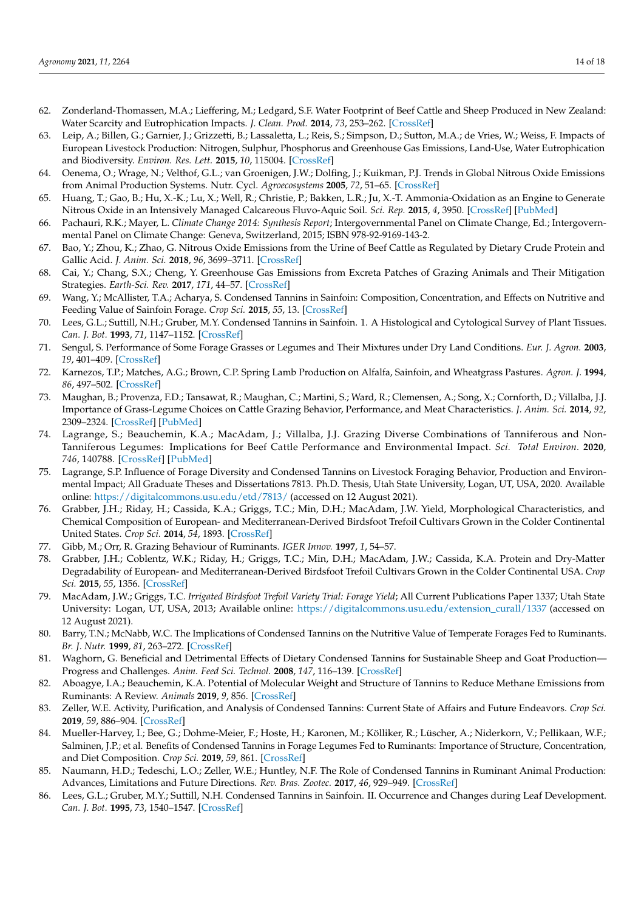62. Zonderland-Thomassen, M.A.; Lieffering, M.; Ledgard, S.F. Water Footprint of Beef Cattle and Sheep Produced in New Zealand: Water Scarcity and Eutrophication Impacts. *J. Clean. Prod.* **2014**, *73*, 253–262. [CrossRef]
63. Leip, A.; Billen, G.; Garnier, J.; Grizzetti, B.; Lassaletta, L.; Reis, S.; Simpson, D.; Sutton, M.A.; de Vries, W.; Weiss, F. Impacts of European Livestock Production: Nitrogen, Sulphur, Phosphorus and Greenhouse Gas Emissions, Land-Use, Water Eutrophication and Biodiversity. *Environ. Res. Lett.* **2015**, *10*, 115004. [CrossRef]
64. Oenema, O.; Wrage, N.; Velthof, G.L.; van Groenigen, J.W.; Dolfing, J.; Kuikman, P.J. Trends in Global Nitrous Oxide Emissions from Animal Production Systems. Nutr. Cycl. *Agroecosystems* **2005**, *72*, 51–65. [CrossRef]
65. Huang, T.; Gao, B.; Hu, X.-K.; Lu, X.; Well, R.; Christie, P.; Bakken, L.R.; Ju, X.-T. Ammonia-Oxidation as an Engine to Generate Nitrous Oxide in an Intensively Managed Calcareous Fluvo-Aquic Soil. *Sci. Rep.* **2015**, *4*, 3950. [CrossRef] [PubMed]
66. Pachauri, R.K.; Mayer, L. *Climate Change 2014: Synthesis Report*; Intergovernmental Panel on Climate Change, Ed.; Intergovernmental Panel on Climate Change: Geneva, Switzerland, 2015; ISBN 978-92-9169-143-2.
67. Bao, Y.; Zhou, K.; Zhao, G. Nitrous Oxide Emissions from the Urine of Beef Cattle as Regulated by Dietary Crude Protein and Gallic Acid. *J. Anim. Sci.* **2018**, *96*, 3699–3711. [CrossRef]
68. Cai, Y.; Chang, S.X.; Cheng, Y. Greenhouse Gas Emissions from Excreta Patches of Grazing Animals and Their Mitigation Strategies. *Earth-Sci. Rev.* **2017**, *171*, 44–57. [CrossRef]
69. Wang, Y.; McAllister, T.A.; Acharya, S. Condensed Tannins in Sainfoin: Composition, Concentration, and Effects on Nutritive and Feeding Value of Sainfoin Forage. *Crop Sci.* **2015**, *55*, 13. [CrossRef]
70. Lees, G.L.; Suttill, N.H.; Gruber, M.Y. Condensed Tannins in Sainfoin. 1. A Histological and Cytological Survey of Plant Tissues. *Can. J. Bot.* **1993**, *71*, 1147–1152. [CrossRef]
71. Sengul, S. Performance of Some Forage Grasses or Legumes and Their Mixtures under Dry Land Conditions. *Eur. J. Agron.* **2003**, *19*, 401–409. [CrossRef]
72. Karnezos, T.P.; Matches, A.G.; Brown, C.P. Spring Lamb Production on Alfalfa, Sainfoin, and Wheatgrass Pastures. *Agron. J.* **1994**, *86*, 497–502. [CrossRef]
73. Maughan, B.; Provenza, F.D.; Tansawat, R.; Maughan, C.; Martini, S.; Ward, R.; Clemensen, A.; Song, X.; Cornforth, D.; Villalba, J.J. Importance of Grass-Legume Choices on Cattle Grazing Behavior, Performance, and Meat Characteristics. *J. Anim. Sci.* **2014**, *92*, 2309–2324. [CrossRef] [PubMed]
74. Lagrange, S.; Beauchemin, K.A.; MacAdam, J.; Villalba, J.J. Grazing Diverse Combinations of Tanniferous and Non-Tanniferous Legumes: Implications for Beef Cattle Performance and Environmental Impact. *Sci. Total Environ.* **2020**, *746*, 140788. [CrossRef] [PubMed]
75. Lagrange, S.P. Influence of Forage Diversity and Condensed Tannins on Livestock Foraging Behavior, Production and Environmental Impact; All Graduate Theses and Dissertations 7813. Ph.D. Thesis, Utah State University, Logan, UT, USA, 2020. Available online: https://digitalcommons.usu.edu/etd/7813/ (accessed on 12 August 2021).
76. Grabber, J.H.; Riday, H.; Cassida, K.A.; Griggs, T.C.; Min, D.H.; MacAdam, J.W. Yield, Morphological Characteristics, and Chemical Composition of European- and Mediterranean-Derived Birdsfoot Trefoil Cultivars Grown in the Colder Continental United States. *Crop Sci.* **2014**, *54*, 1893. [CrossRef]
77. Gibb, M.; Orr, R. Grazing Behaviour of Ruminants. *IGER Innov.* **1997**, *1*, 54–57.
78. Grabber, J.H.; Coblentz, W.K.; Riday, H.; Griggs, T.C.; Min, D.H.; MacAdam, J.W.; Cassida, K.A. Protein and Dry-Matter Degradability of European- and Mediterranean-Derived Birdsfoot Trefoil Cultivars Grown in the Colder Continental USA. *Crop Sci.* **2015**, *55*, 1356. [CrossRef]
79. MacAdam, J.W.; Griggs, T.C. *Irrigated Birdsfoot Trefoil Variety Trial: Forage Yield*; All Current Publications Paper 1337; Utah State University: Logan, UT, USA, 2013; Available online: https://digitalcommons.usu.edu/extension_curall/1337 (accessed on 12 August 2021).
80. Barry, T.N.; McNabb, W.C. The Implications of Condensed Tannins on the Nutritive Value of Temperate Forages Fed to Ruminants. *Br. J. Nutr.* **1999**, *81*, 263–272. [CrossRef]
81. Waghorn, G. Beneficial and Detrimental Effects of Dietary Condensed Tannins for Sustainable Sheep and Goat Production—Progress and Challenges. *Anim. Feed Sci. Technol.* **2008**, *147*, 116–139. [CrossRef]
82. Aboagye, I.A.; Beauchemin, K.A. Potential of Molecular Weight and Structure of Tannins to Reduce Methane Emissions from Ruminants: A Review. *Animals* **2019**, *9*, 856. [CrossRef]
83. Zeller, W.E. Activity, Purification, and Analysis of Condensed Tannins: Current State of Affairs and Future Endeavors. *Crop Sci.* **2019**, *59*, 886–904. [CrossRef]
84. Mueller-Harvey, I.; Bee, G.; Dohme-Meier, F.; Hoste, H.; Karonen, M.; Kölliker, R.; Lüscher, A.; Niderkorn, V.; Pellikaan, W.F.; Salminen, J.P.; et al. Benefits of Condensed Tannins in Forage Legumes Fed to Ruminants: Importance of Structure, Concentration, and Diet Composition. *Crop Sci.* **2019**, *59*, 861. [CrossRef]
85. Naumann, H.D.; Tedeschi, L.O.; Zeller, W.E.; Huntley, N.F. The Role of Condensed Tannins in Ruminant Animal Production: Advances, Limitations and Future Directions. *Rev. Bras. Zootec.* **2017**, *46*, 929–949. [CrossRef]
86. Lees, G.L.; Gruber, M.Y.; Suttill, N.H. Condensed Tannins in Sainfoin. II. Occurrence and Changes during Leaf Development. *Can. J. Bot.* **1995**, *73*, 1540–1547. [CrossRef]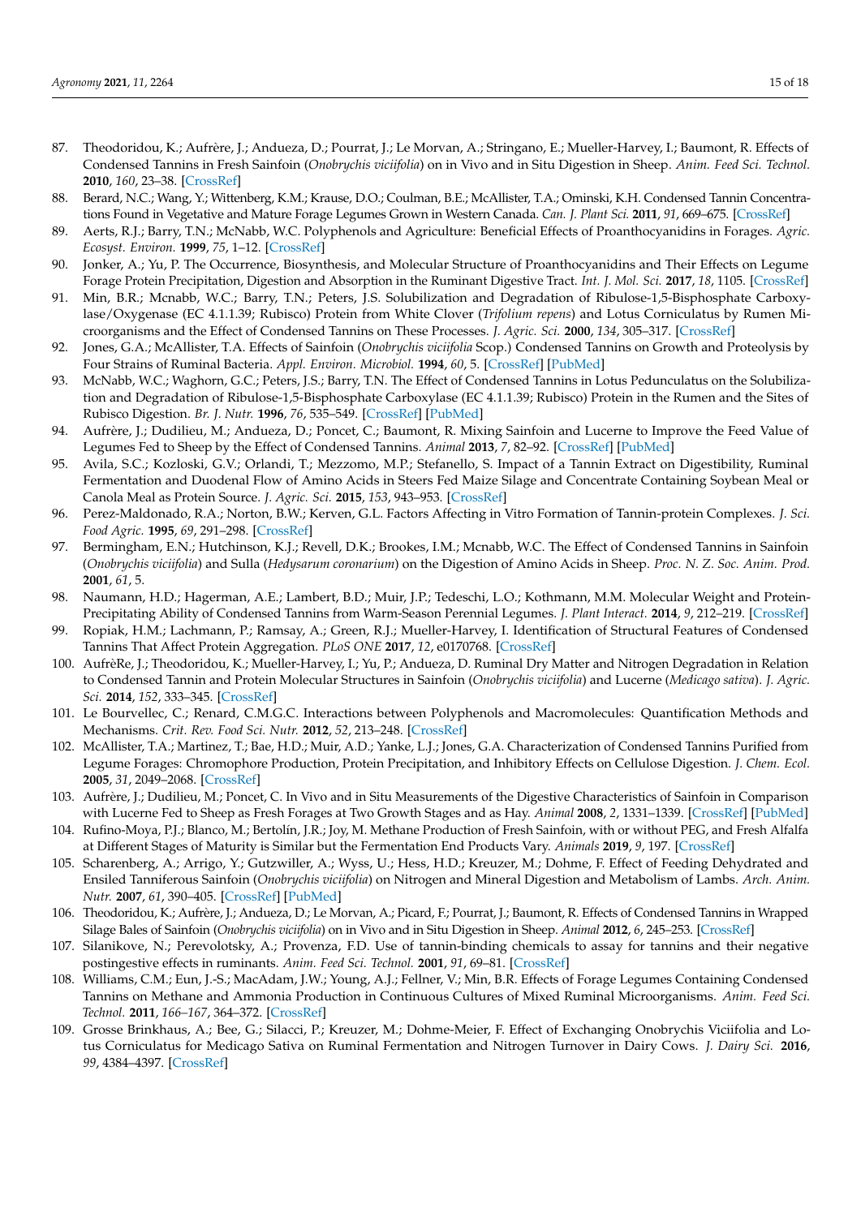87. Theodoridou, K.; Aufrère, J.; Andueza, D.; Pourrat, J.; Le Morvan, A.; Stringano, E.; Mueller-Harvey, I.; Baumont, R. Effects of Condensed Tannins in Fresh Sainfoin (*Onobrychis viciifolia*) on in Vivo and in Situ Digestion in Sheep. *Anim. Feed Sci. Technol.* **2010**, *160*, 23–38. [CrossRef]
88. Berard, N.C.; Wang, Y.; Wittenberg, K.M.; Krause, D.O.; Coulman, B.E.; McAllister, T.A.; Ominski, K.H. Condensed Tannin Concentrations Found in Vegetative and Mature Forage Legumes Grown in Western Canada. *Can. J. Plant Sci.* **2011**, *91*, 669–675. [CrossRef]
89. Aerts, R.J.; Barry, T.N.; McNabb, W.C. Polyphenols and Agriculture: Beneficial Effects of Proanthocyanidins in Forages. *Agric. Ecosyst. Environ.* **1999**, *75*, 1–12. [CrossRef]
90. Jonker, A.; Yu, P. The Occurrence, Biosynthesis, and Molecular Structure of Proanthocyanidins and Their Effects on Legume Forage Protein Precipitation, Digestion and Absorption in the Ruminant Digestive Tract. *Int. J. Mol. Sci.* **2017**, *18*, 1105. [CrossRef]
91. Min, B.R.; Mcnabb, W.C.; Barry, T.N.; Peters, J.S. Solubilization and Degradation of Ribulose-1,5-Bisphosphate Carboxylase/Oxygenase (EC 4.1.1.39; Rubisco) Protein from White Clover (*Trifolium repens*) and Lotus Corniculatus by Rumen Microorganisms and the Effect of Condensed Tannins on These Processes. *J. Agric. Sci.* **2000**, *134*, 305–317. [CrossRef]
92. Jones, G.A.; McAllister, T.A. Effects of Sainfoin (*Onobrychis viciifolia* Scop.) Condensed Tannins on Growth and Proteolysis by Four Strains of Ruminal Bacteria. *Appl. Environ. Microbiol.* **1994**, *60*, 5. [CrossRef] [PubMed]
93. McNabb, W.C.; Waghorn, G.C.; Peters, J.S.; Barry, T.N. The Effect of Condensed Tannins in Lotus Pedunculatus on the Solubilization and Degradation of Ribulose-1,5-Bisphosphate Carboxylase (EC 4.1.1.39; Rubisco) Protein in the Rumen and the Sites of Rubisco Digestion. *Br. J. Nutr.* **1996**, *76*, 535–549. [CrossRef] [PubMed]
94. Aufrère, J.; Dudilieu, M.; Andueza, D.; Poncet, C.; Baumont, R. Mixing Sainfoin and Lucerne to Improve the Feed Value of Legumes Fed to Sheep by the Effect of Condensed Tannins. *Animal* **2013**, *7*, 82–92. [CrossRef] [PubMed]
95. Avila, S.C.; Kozloski, G.V.; Orlandi, T.; Mezzomo, M.P.; Stefanello, S. Impact of a Tannin Extract on Digestibility, Ruminal Fermentation and Duodenal Flow of Amino Acids in Steers Fed Maize Silage and Concentrate Containing Soybean Meal or Canola Meal as Protein Source. *J. Agric. Sci.* **2015**, *153*, 943–953. [CrossRef]
96. Perez-Maldonado, R.A.; Norton, B.W.; Kerven, G.L. Factors Affecting in Vitro Formation of Tannin-protein Complexes. *J. Sci. Food Agric.* **1995**, *69*, 291–298. [CrossRef]
97. Bermingham, E.N.; Hutchinson, K.J.; Revell, D.K.; Brookes, I.M.; Mcnabb, W.C. The Effect of Condensed Tannins in Sainfoin (*Onobrychis viciifolia*) and Sulla (*Hedysarum coronarium*) on the Digestion of Amino Acids in Sheep. *Proc. N. Z. Soc. Anim. Prod.* **2001**, *61*, 5.
98. Naumann, H.D.; Hagerman, A.E.; Lambert, B.D.; Muir, J.P.; Tedeschi, L.O.; Kothmann, M.M. Molecular Weight and Protein-Precipitating Ability of Condensed Tannins from Warm-Season Perennial Legumes. *J. Plant Interact.* **2014**, *9*, 212–219. [CrossRef]
99. Ropiak, H.M.; Lachmann, P.; Ramsay, A.; Green, R.J.; Mueller-Harvey, I. Identification of Structural Features of Condensed Tannins That Affect Protein Aggregation. *PLoS ONE* **2017**, *12*, e0170768. [CrossRef]
100. AufrèRe, J.; Theodoridou, K.; Mueller-Harvey, I.; Yu, P.; Andueza, D. Ruminal Dry Matter and Nitrogen Degradation in Relation to Condensed Tannin and Protein Molecular Structures in Sainfoin (*Onobrychis viciifolia*) and Lucerne (*Medicago sativa*). *J. Agric. Sci.* **2014**, *152*, 333–345. [CrossRef]
101. Le Bourvellec, C.; Renard, C.M.G.C. Interactions between Polyphenols and Macromolecules: Quantification Methods and Mechanisms. *Crit. Rev. Food Sci. Nutr.* **2012**, *52*, 213–248. [CrossRef]
102. McAllister, T.A.; Martinez, T.; Bae, H.D.; Muir, A.D.; Yanke, L.J.; Jones, G.A. Characterization of Condensed Tannins Purified from Legume Forages: Chromophore Production, Protein Precipitation, and Inhibitory Effects on Cellulose Digestion. *J. Chem. Ecol.* **2005**, *31*, 2049–2068. [CrossRef]
103. Aufrère, J.; Dudilieu, M.; Poncet, C. In Vivo and in Situ Measurements of the Digestive Characteristics of Sainfoin in Comparison with Lucerne Fed to Sheep as Fresh Forages at Two Growth Stages and as Hay. *Animal* **2008**, *2*, 1331–1339. [CrossRef] [PubMed]
104. Rufino-Moya, P.J.; Blanco, M.; Bertolín, J.R.; Joy, M. Methane Production of Fresh Sainfoin, with or without PEG, and Fresh Alfalfa at Different Stages of Maturity is Similar but the Fermentation End Products Vary. *Animals* **2019**, *9*, 197. [CrossRef]
105. Scharenberg, A.; Arrigo, Y.; Gutzwiller, A.; Wyss, U.; Hess, H.D.; Kreuzer, M.; Dohme, F. Effect of Feeding Dehydrated and Ensiled Tanniferous Sainfoin (*Onobrychis viciifolia*) on Nitrogen and Mineral Digestion and Metabolism of Lambs. *Arch. Anim. Nutr.* **2007**, *61*, 390–405. [CrossRef] [PubMed]
106. Theodoridou, K.; Aufrère, J.; Andueza, D.; Le Morvan, A.; Picard, F.; Pourrat, J.; Baumont, R. Effects of Condensed Tannins in Wrapped Silage Bales of Sainfoin (*Onobrychis viciifolia*) on in Vivo and in Situ Digestion in Sheep. *Animal* **2012**, *6*, 245–253. [CrossRef]
107. Silanikove, N.; Perevolotsky, A.; Provenza, F.D. Use of tannin-binding chemicals to assay for tannins and their negative postingestive effects in ruminants. *Anim. Feed Sci. Technol.* **2001**, *91*, 69–81. [CrossRef]
108. Williams, C.M.; Eun, J.-S.; MacAdam, J.W.; Young, A.J.; Fellner, V.; Min, B.R. Effects of Forage Legumes Containing Condensed Tannins on Methane and Ammonia Production in Continuous Cultures of Mixed Ruminal Microorganisms. *Anim. Feed Sci. Technol.* **2011**, *166–167*, 364–372. [CrossRef]
109. Grosse Brinkhaus, A.; Bee, G.; Silacci, P.; Kreuzer, M.; Dohme-Meier, F. Effect of Exchanging Onobrychis Viciifolia and Lotus Corniculatus for Medicago Sativa on Ruminal Fermentation and Nitrogen Turnover in Dairy Cows. *J. Dairy Sci.* **2016**, *99*, 4384–4397. [CrossRef]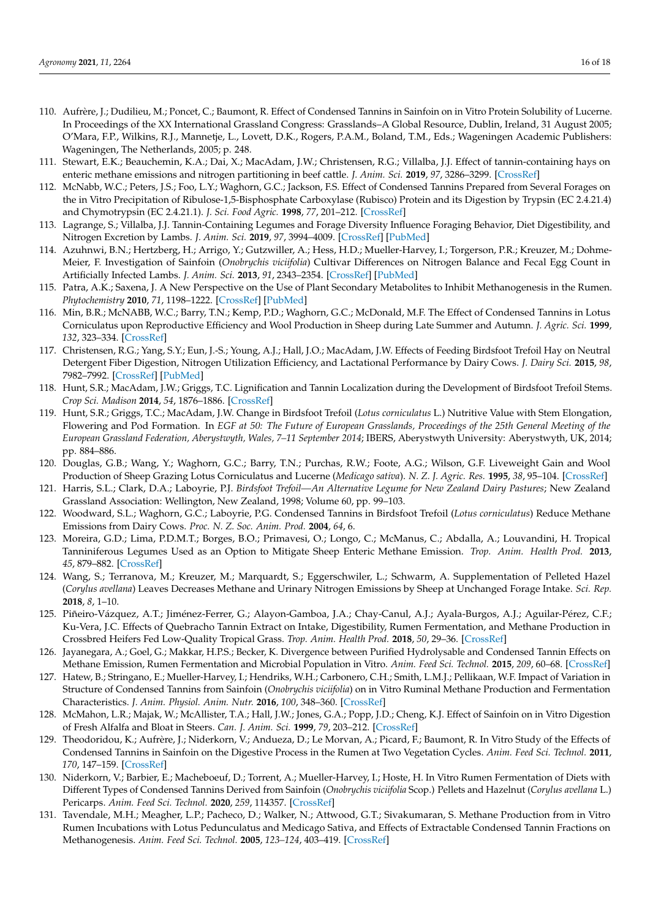110. Aufrère, J.; Dudilieu, M.; Poncet, C.; Baumont, R. Effect of Condensed Tannins in Sainfoin on in Vitro Protein Solubility of Lucerne. In Proceedings of the XX International Grassland Congress: Grasslands–A Global Resource, Dublin, Ireland, 31 August 2005; O'Mara, F.P., Wilkins, R.J., Mannetje, L., Lovett, D.K., Rogers, P.A.M., Boland, T.M., Eds.; Wageningen Academic Publishers: Wageningen, The Netherlands, 2005; p. 248.
111. Stewart, E.K.; Beauchemin, K.A.; Dai, X.; MacAdam, J.W.; Christensen, R.G.; Villalba, J.J. Effect of tannin-containing hays on enteric methane emissions and nitrogen partitioning in beef cattle. *J. Anim. Sci.* **2019**, *97*, 3286–3299. [CrossRef]
112. McNabb, W.C.; Peters, J.S.; Foo, L.Y.; Waghorn, G.C.; Jackson, F.S. Effect of Condensed Tannins Prepared from Several Forages on the in Vitro Precipitation of Ribulose-1,5-Bisphosphate Carboxylase (Rubisco) Protein and its Digestion by Trypsin (EC 2.4.21.4) and Chymotrypsin (EC 2.4.21.1). *J. Sci. Food Agric.* **1998**, *77*, 201–212. [CrossRef]
113. Lagrange, S.; Villalba, J.J. Tannin-Containing Legumes and Forage Diversity Influence Foraging Behavior, Diet Digestibility, and Nitrogen Excretion by Lambs. *J. Anim. Sci.* **2019**, *97*, 3994–4009. [CrossRef] [PubMed]
114. Azuhnwi, B.N.; Hertzberg, H.; Arrigo, Y.; Gutzwiller, A.; Hess, H.D.; Mueller-Harvey, I.; Torgerson, P.R.; Kreuzer, M.; Dohme-Meier, F. Investigation of Sainfoin (*Onobrychis viciifolia*) Cultivar Differences on Nitrogen Balance and Fecal Egg Count in Artificially Infected Lambs. *J. Anim. Sci.* **2013**, *91*, 2343–2354. [CrossRef] [PubMed]
115. Patra, A.K.; Saxena, J. A New Perspective on the Use of Plant Secondary Metabolites to Inhibit Methanogenesis in the Rumen. *Phytochemistry* **2010**, *71*, 1198–1222. [CrossRef] [PubMed]
116. Min, B.R.; McNABB, W.C.; Barry, T.N.; Kemp, P.D.; Waghorn, G.C.; McDonald, M.F. The Effect of Condensed Tannins in Lotus Corniculatus upon Reproductive Efficiency and Wool Production in Sheep during Late Summer and Autumn. *J. Agric. Sci.* **1999**, *132*, 323–334. [CrossRef]
117. Christensen, R.G.; Yang, S.Y.; Eun, J.-S.; Young, A.J.; Hall, J.O.; MacAdam, J.W. Effects of Feeding Birdsfoot Trefoil Hay on Neutral Detergent Fiber Digestion, Nitrogen Utilization Efficiency, and Lactational Performance by Dairy Cows. *J. Dairy Sci.* **2015**, *98*, 7982–7992. [CrossRef] [PubMed]
118. Hunt, S.R.; MacAdam, J.W.; Griggs, T.C. Lignification and Tannin Localization during the Development of Birdsfoot Trefoil Stems. *Crop Sci. Madison* **2014**, *54*, 1876–1886. [CrossRef]
119. Hunt, S.R.; Griggs, T.C.; MacAdam, J.W. Change in Birdsfoot Trefoil (*Lotus corniculatus* L.) Nutritive Value with Stem Elongation, Flowering and Pod Formation. In *EGF at 50: The Future of European Grasslands, Proceedings of the 25th General Meeting of the European Grassland Federation, Aberystwyth, Wales, 7–11 September 2014*; IBERS, Aberystwyth University: Aberystwyth, UK, 2014; pp. 884–886.
120. Douglas, G.B.; Wang, Y.; Waghorn, G.C.; Barry, T.N.; Purchas, R.W.; Foote, A.G.; Wilson, G.F. Liveweight Gain and Wool Production of Sheep Grazing Lotus Corniculatus and Lucerne (*Medicago sativa*). *N. Z. J. Agric. Res.* **1995**, *38*, 95–104. [CrossRef]
121. Harris, S.L.; Clark, D.A.; Laboyrie, P.J. *Birdsfoot Trefoil—An Alternative Legume for New Zealand Dairy Pastures*; New Zealand Grassland Association: Wellington, New Zealand, 1998; Volume 60, pp. 99–103.
122. Woodward, S.L.; Waghorn, G.C.; Laboyrie, P.G. Condensed Tannins in Birdsfoot Trefoil (*Lotus corniculatus*) Reduce Methane Emissions from Dairy Cows. *Proc. N. Z. Soc. Anim. Prod.* **2004**, *64*, 6.
123. Moreira, G.D.; Lima, P.D.M.T.; Borges, B.O.; Primavesi, O.; Longo, C.; McManus, C.; Abdalla, A.; Louvandini, H. Tropical Tanniniferous Legumes Used as an Option to Mitigate Sheep Enteric Methane Emission. *Trop. Anim. Health Prod.* **2013**, *45*, 879–882. [CrossRef]
124. Wang, S.; Terranova, M.; Kreuzer, M.; Marquardt, S.; Eggerschwiler, L.; Schwarm, A. Supplementation of Pelleted Hazel (*Corylus avellana*) Leaves Decreases Methane and Urinary Nitrogen Emissions by Sheep at Unchanged Forage Intake. *Sci. Rep.* **2018**, *8*, 1–10.
125. Piñeiro-Vázquez, A.T.; Jiménez-Ferrer, G.; Alayon-Gamboa, J.A.; Chay-Canul, A.J.; Ayala-Burgos, A.J.; Aguilar-Pérez, C.F.; Ku-Vera, J.C. Effects of Quebracho Tannin Extract on Intake, Digestibility, Rumen Fermentation, and Methane Production in Crossbred Heifers Fed Low-Quality Tropical Grass. *Trop. Anim. Health Prod.* **2018**, *50*, 29–36. [CrossRef]
126. Jayanegara, A.; Goel, G.; Makkar, H.P.S.; Becker, K. Divergence between Purified Hydrolysable and Condensed Tannin Effects on Methane Emission, Rumen Fermentation and Microbial Population in Vitro. *Anim. Feed Sci. Technol.* **2015**, *209*, 60–68. [CrossRef]
127. Hatew, B.; Stringano, E.; Mueller-Harvey, I.; Hendriks, W.H.; Carbonero, C.H.; Smith, L.M.J.; Pellikaan, W.F. Impact of Variation in Structure of Condensed Tannins from Sainfoin (*Onobrychis viciifolia*) on in Vitro Ruminal Methane Production and Fermentation Characteristics. *J. Anim. Physiol. Anim. Nutr.* **2016**, *100*, 348–360. [CrossRef]
128. McMahon, L.R.; Majak, W.; McAllister, T.A.; Hall, J.W.; Jones, G.A.; Popp, J.D.; Cheng, K.J. Effect of Sainfoin on in Vitro Digestion of Fresh Alfalfa and Bloat in Steers. *Can. J. Anim. Sci.* **1999**, *79*, 203–212. [CrossRef]
129. Theodoridou, K.; Aufrère, J.; Niderkorn, V.; Andueza, D.; Le Morvan, A.; Picard, F.; Baumont, R. In Vitro Study of the Effects of Condensed Tannins in Sainfoin on the Digestive Process in the Rumen at Two Vegetation Cycles. *Anim. Feed Sci. Technol.* **2011**, *170*, 147–159. [CrossRef]
130. Niderkorn, V.; Barbier, E.; Macheboeuf, D.; Torrent, A.; Mueller-Harvey, I.; Hoste, H. In Vitro Rumen Fermentation of Diets with Different Types of Condensed Tannins Derived from Sainfoin (*Onobrychis viciifolia* Scop.) Pellets and Hazelnut (*Corylus avellana* L.) Pericarps. *Anim. Feed Sci. Technol.* **2020**, *259*, 114357. [CrossRef]
131. Tavendale, M.H.; Meagher, L.P.; Pacheco, D.; Walker, N.; Attwood, G.T.; Sivakumaran, S. Methane Production from in Vitro Rumen Incubations with Lotus Pedunculatus and Medicago Sativa, and Effects of Extractable Condensed Tannin Fractions on Methanogenesis. *Anim. Feed Sci. Technol.* **2005**, *123–124*, 403–419. [CrossRef]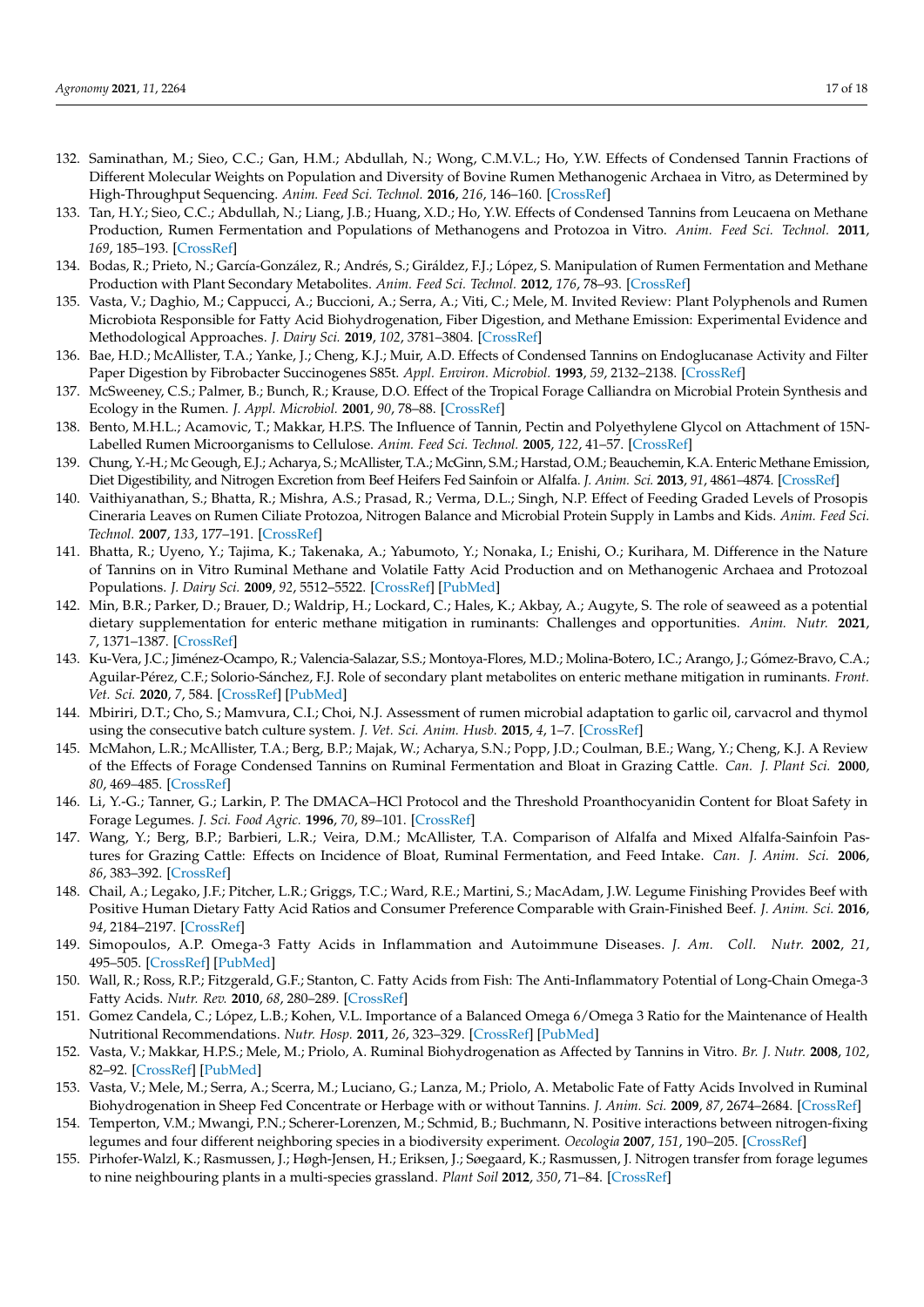132. Saminathan, M.; Sieo, C.C.; Gan, H.M.; Abdullah, N.; Wong, C.M.V.L.; Ho, Y.W. Effects of Condensed Tannin Fractions of Different Molecular Weights on Population and Diversity of Bovine Rumen Methanogenic Archaea in Vitro, as Determined by High-Throughput Sequencing. *Anim. Feed Sci. Technol.* **2016**, *216*, 146–160. [CrossRef]
133. Tan, H.Y.; Sieo, C.C.; Abdullah, N.; Liang, J.B.; Huang, X.D.; Ho, Y.W. Effects of Condensed Tannins from Leucaena on Methane Production, Rumen Fermentation and Populations of Methanogens and Protozoa in Vitro. *Anim. Feed Sci. Technol.* **2011**, *169*, 185–193. [CrossRef]
134. Bodas, R.; Prieto, N.; García-González, R.; Andrés, S.; Giráldez, F.J.; López, S. Manipulation of Rumen Fermentation and Methane Production with Plant Secondary Metabolites. *Anim. Feed Sci. Technol.* **2012**, *176*, 78–93. [CrossRef]
135. Vasta, V.; Daghio, M.; Cappucci, A.; Buccioni, A.; Serra, A.; Viti, C.; Mele, M. Invited Review: Plant Polyphenols and Rumen Microbiota Responsible for Fatty Acid Biohydrogenation, Fiber Digestion, and Methane Emission: Experimental Evidence and Methodological Approaches. *J. Dairy Sci.* **2019**, *102*, 3781–3804. [CrossRef]
136. Bae, H.D.; McAllister, T.A.; Yanke, J.; Cheng, K.J.; Muir, A.D. Effects of Condensed Tannins on Endoglucanase Activity and Filter Paper Digestion by Fibrobacter Succinogenes S85t. *Appl. Environ. Microbiol.* **1993**, *59*, 2132–2138. [CrossRef]
137. McSweeney, C.S.; Palmer, B.; Bunch, R.; Krause, D.O. Effect of the Tropical Forage Calliandra on Microbial Protein Synthesis and Ecology in the Rumen. *J. Appl. Microbiol.* **2001**, *90*, 78–88. [CrossRef]
138. Bento, M.H.L.; Acamovic, T.; Makkar, H.P.S. The Influence of Tannin, Pectin and Polyethylene Glycol on Attachment of 15N-Labelled Rumen Microorganisms to Cellulose. *Anim. Feed Sci. Technol.* **2005**, *122*, 41–57. [CrossRef]
139. Chung, Y.-H.; Mc Geough, E.J.; Acharya, S.; McAllister, T.A.; McGinn, S.M.; Harstad, O.M.; Beauchemin, K.A. Enteric Methane Emission, Diet Digestibility, and Nitrogen Excretion from Beef Heifers Fed Sainfoin or Alfalfa. *J. Anim. Sci.* **2013**, *91*, 4861–4874. [CrossRef]
140. Vaithiyanathan, S.; Bhatta, R.; Mishra, A.S.; Prasad, R.; Verma, D.L.; Singh, N.P. Effect of Feeding Graded Levels of Prosopis Cineraria Leaves on Rumen Ciliate Protozoa, Nitrogen Balance and Microbial Protein Supply in Lambs and Kids. *Anim. Feed Sci. Technol.* **2007**, *133*, 177–191. [CrossRef]
141. Bhatta, R.; Uyeno, Y.; Tajima, K.; Takenaka, A.; Yabumoto, Y.; Nonaka, I.; Enishi, O.; Kurihara, M. Difference in the Nature of Tannins on in Vitro Ruminal Methane and Volatile Fatty Acid Production and on Methanogenic Archaea and Protozoal Populations. *J. Dairy Sci.* **2009**, *92*, 5512–5522. [CrossRef] [PubMed]
142. Min, B.R.; Parker, D.; Brauer, D.; Waldrip, H.; Lockard, C.; Hales, K.; Akbay, A.; Augyte, S. The role of seaweed as a potential dietary supplementation for enteric methane mitigation in ruminants: Challenges and opportunities. *Anim. Nutr.* **2021**, *7*, 1371–1387. [CrossRef]
143. Ku-Vera, J.C.; Jiménez-Ocampo, R.; Valencia-Salazar, S.S.; Montoya-Flores, M.D.; Molina-Botero, I.C.; Arango, J.; Gómez-Bravo, C.A.; Aguilar-Pérez, C.F.; Solorio-Sánchez, F.J. Role of secondary plant metabolites on enteric methane mitigation in ruminants. *Front. Vet. Sci.* **2020**, *7*, 584. [CrossRef] [PubMed]
144. Mbiriri, D.T.; Cho, S.; Mamvura, C.I.; Choi, N.J. Assessment of rumen microbial adaptation to garlic oil, carvacrol and thymol using the consecutive batch culture system. *J. Vet. Sci. Anim. Husb.* **2015**, *4*, 1–7. [CrossRef]
145. McMahon, L.R.; McAllister, T.A.; Berg, B.P.; Majak, W.; Acharya, S.N.; Popp, J.D.; Coulman, B.E.; Wang, Y.; Cheng, K.J. A Review of the Effects of Forage Condensed Tannins on Ruminal Fermentation and Bloat in Grazing Cattle. *Can. J. Plant Sci.* **2000**, *80*, 469–485. [CrossRef]
146. Li, Y.-G.; Tanner, G.; Larkin, P. The DMACA–HCl Protocol and the Threshold Proanthocyanidin Content for Bloat Safety in Forage Legumes. *J. Sci. Food Agric.* **1996**, *70*, 89–101. [CrossRef]
147. Wang, Y.; Berg, B.P.; Barbieri, L.R.; Veira, D.M.; McAllister, T.A. Comparison of Alfalfa and Mixed Alfalfa-Sainfoin Pastures for Grazing Cattle: Effects on Incidence of Bloat, Ruminal Fermentation, and Feed Intake. *Can. J. Anim. Sci.* **2006**, *86*, 383–392. [CrossRef]
148. Chail, A.; Legako, J.F.; Pitcher, L.R.; Griggs, T.C.; Ward, R.E.; Martini, S.; MacAdam, J.W. Legume Finishing Provides Beef with Positive Human Dietary Fatty Acid Ratios and Consumer Preference Comparable with Grain-Finished Beef. *J. Anim. Sci.* **2016**, *94*, 2184–2197. [CrossRef]
149. Simopoulos, A.P. Omega-3 Fatty Acids in Inflammation and Autoimmune Diseases. *J. Am. Coll. Nutr.* **2002**, *21*, 495–505. [CrossRef] [PubMed]
150. Wall, R.; Ross, R.P.; Fitzgerald, G.F.; Stanton, C. Fatty Acids from Fish: The Anti-Inflammatory Potential of Long-Chain Omega-3 Fatty Acids. *Nutr. Rev.* **2010**, *68*, 280–289. [CrossRef]
151. Gomez Candela, C.; López, L.B.; Kohen, V.L. Importance of a Balanced Omega 6/Omega 3 Ratio for the Maintenance of Health Nutritional Recommendations. *Nutr. Hosp.* **2011**, *26*, 323–329. [CrossRef] [PubMed]
152. Vasta, V.; Makkar, H.P.S.; Mele, M.; Priolo, A. Ruminal Biohydrogenation as Affected by Tannins in Vitro. *Br. J. Nutr.* **2008**, *102*, 82–92. [CrossRef] [PubMed]
153. Vasta, V.; Mele, M.; Serra, A.; Scerra, M.; Luciano, G.; Lanza, M.; Priolo, A. Metabolic Fate of Fatty Acids Involved in Ruminal Biohydrogenation in Sheep Fed Concentrate or Herbage with or without Tannins. *J. Anim. Sci.* **2009**, *87*, 2674–2684. [CrossRef]
154. Temperton, V.M.; Mwangi, P.N.; Scherer-Lorenzen, M.; Schmid, B.; Buchmann, N. Positive interactions between nitrogen-fixing legumes and four different neighboring species in a biodiversity experiment. *Oecologia* **2007**, *151*, 190–205. [CrossRef]
155. Pirhofer-Walzl, K.; Rasmussen, J.; Høgh-Jensen, H.; Eriksen, J.; Søegaard, K.; Rasmussen, J. Nitrogen transfer from forage legumes to nine neighbouring plants in a multi-species grassland. *Plant Soil* **2012**, *350*, 71–84. [CrossRef]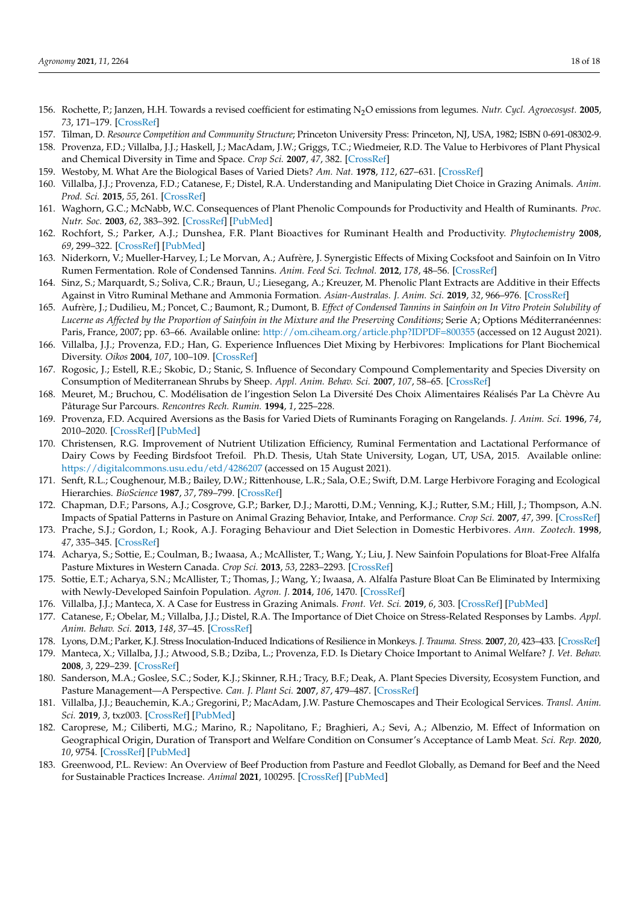156. Rochette, P.; Janzen, H.H. Towards a revised coefficient for estimating $N_2O$ emissions from legumes. *Nutr. Cycl. Agroecosyst.* **2005**, *73*, 171–179. [CrossRef]
157. Tilman, D. *Resource Competition and Community Structure*; Princeton University Press: Princeton, NJ, USA, 1982; ISBN 0-691-08302-9.
158. Provenza, F.D.; Villalba, J.J.; Haskell, J.; MacAdam, J.W.; Griggs, T.C.; Wiedmeier, R.D. The Value to Herbivores of Plant Physical and Chemical Diversity in Time and Space. *Crop Sci.* **2007**, *47*, 382. [CrossRef]
159. Westoby, M. What Are the Biological Bases of Varied Diets? *Am. Nat.* **1978**, *112*, 627–631. [CrossRef]
160. Villalba, J.J.; Provenza, F.D.; Catanese, F.; Distel, R.A. Understanding and Manipulating Diet Choice in Grazing Animals. *Anim. Prod. Sci.* **2015**, *55*, 261. [CrossRef]
161. Waghorn, G.C.; McNabb, W.C. Consequences of Plant Phenolic Compounds for Productivity and Health of Ruminants. *Proc. Nutr. Soc.* **2003**, *62*, 383–392. [CrossRef] [PubMed]
162. Rochfort, S.; Parker, A.J.; Dunshea, F.R. Plant Bioactives for Ruminant Health and Productivity. *Phytochemistry* **2008**, *69*, 299–322. [CrossRef] [PubMed]
163. Niderkorn, V.; Mueller-Harvey, I.; Le Morvan, A.; Aufrère, J. Synergistic Effects of Mixing Cocksfoot and Sainfoin on In Vitro Rumen Fermentation. Role of Condensed Tannins. *Anim. Feed Sci. Technol.* **2012**, *178*, 48–56. [CrossRef]
164. Sinz, S.; Marquardt, S.; Soliva, C.R.; Braun, U.; Liesegang, A.; Kreuzer, M. Phenolic Plant Extracts are Additive in their Effects Against in Vitro Ruminal Methane and Ammonia Formation. *Asian-Australas. J. Anim. Sci.* **2019**, *32*, 966–976. [CrossRef]
165. Aufrère, J.; Dudilieu, M.; Poncet, C.; Baumont, R.; Dumont, B. *Effect of Condensed Tannins in Sainfoin on In Vitro Protein Solubility of Lucerne as Affected by the Proportion of Sainfoin in the Mixture and the Preserving Conditions*; Serie A; Options Méditerranéennes: Paris, France, 2007; pp. 63–66. Available online: http://om.ciheam.org/article.php?IDPDF=800355 (accessed on 12 August 2021).
166. Villalba, J.J.; Provenza, F.D.; Han, G. Experience Influences Diet Mixing by Herbivores: Implications for Plant Biochemical Diversity. *Oikos* **2004**, *107*, 100–109. [CrossRef]
167. Rogosic, J.; Estell, R.E.; Skobic, D.; Stanic, S. Influence of Secondary Compound Complementarity and Species Diversity on Consumption of Mediterranean Shrubs by Sheep. *Appl. Anim. Behav. Sci.* **2007**, *107*, 58–65. [CrossRef]
168. Meuret, M.; Bruchou, C. Modélisation de l'ingestion Selon La Diversité Des Choix Alimentaires Réalisés Par La Chèvre Au Pâturage Sur Parcours. *Rencontres Rech. Rumin.* **1994**, *1*, 225–228.
169. Provenza, F.D. Acquired Aversions as the Basis for Varied Diets of Ruminants Foraging on Rangelands. *J. Anim. Sci.* **1996**, *74*, 2010–2020. [CrossRef] [PubMed]
170. Christensen, R.G. Improvement of Nutrient Utilization Efficiency, Ruminal Fermentation and Lactational Performance of Dairy Cows by Feeding Birdsfoot Trefoil. Ph.D. Thesis, Utah State University, Logan, UT, USA, 2015. Available online: https://digitalcommons.usu.edu/etd/4286207 (accessed on 15 August 2021).
171. Senft, R.L.; Coughenour, M.B.; Bailey, D.W.; Rittenhouse, L.R.; Sala, O.E.; Swift, D.M. Large Herbivore Foraging and Ecological Hierarchies. *BioScience* **1987**, *37*, 789–799. [CrossRef]
172. Chapman, D.F.; Parsons, A.J.; Cosgrove, G.P.; Barker, D.J.; Marotti, D.M.; Venning, K.J.; Rutter, S.M.; Hill, J.; Thompson, A.N. Impacts of Spatial Patterns in Pasture on Animal Grazing Behavior, Intake, and Performance. *Crop Sci.* **2007**, *47*, 399. [CrossRef]
173. Prache, S.J.; Gordon, I.; Rook, A.J. Foraging Behaviour and Diet Selection in Domestic Herbivores. *Ann. Zootech.* **1998**, *47*, 335–345. [CrossRef]
174. Acharya, S.; Sottie, E.; Coulman, B.; Iwaasa, A.; McAllister, T.; Wang, Y.; Liu, J. New Sainfoin Populations for Bloat-Free Alfalfa Pasture Mixtures in Western Canada. *Crop Sci.* **2013**, *53*, 2283–2293. [CrossRef]
175. Sottie, E.T.; Acharya, S.N.; McAllister, T.; Thomas, J.; Wang, Y.; Iwaasa, A. Alfalfa Pasture Bloat Can Be Eliminated by Intermixing with Newly-Developed Sainfoin Population. *Agron. J.* **2014**, *106*, 1470. [CrossRef]
176. Villalba, J.J.; Manteca, X. A Case for Eustress in Grazing Animals. *Front. Vet. Sci.* **2019**, *6*, 303. [CrossRef] [PubMed]
177. Catanese, F.; Obelar, M.; Villalba, J.J.; Distel, R.A. The Importance of Diet Choice on Stress-Related Responses by Lambs. *Appl. Anim. Behav. Sci.* **2013**, *148*, 37–45. [CrossRef]
178. Lyons, D.M.; Parker, K.J. Stress Inoculation-Induced Indications of Resilience in Monkeys. *J. Trauma. Stress.* **2007**, *20*, 423–433. [CrossRef]
179. Manteca, X.; Villalba, J.J.; Atwood, S.B.; Dziba, L.; Provenza, F.D. Is Dietary Choice Important to Animal Welfare? *J. Vet. Behav.* **2008**, *3*, 229–239. [CrossRef]
180. Sanderson, M.A.; Goslee, S.C.; Soder, K.J.; Skinner, R.H.; Tracy, B.F.; Deak, A. Plant Species Diversity, Ecosystem Function, and Pasture Management—A Perspective. *Can. J. Plant Sci.* **2007**, *87*, 479–487. [CrossRef]
181. Villalba, J.J.; Beauchemin, K.A.; Gregorini, P.; MacAdam, J.W. Pasture Chemoscapes and Their Ecological Services. *Transl. Anim. Sci.* **2019**, *3*, txz003. [CrossRef] [PubMed]
182. Caroprese, M.; Ciliberti, M.G.; Marino, R.; Napolitano, F.; Braghieri, A.; Sevi, A.; Albenzio, M. Effect of Information on Geographical Origin, Duration of Transport and Welfare Condition on Consumer's Acceptance of Lamb Meat. *Sci. Rep.* **2020**, *10*, 9754. [CrossRef] [PubMed]
183. Greenwood, P.L. Review: An Overview of Beef Production from Pasture and Feedlot Globally, as Demand for Beef and the Need for Sustainable Practices Increase. *Animal* **2021**, 100295. [CrossRef] [PubMed]